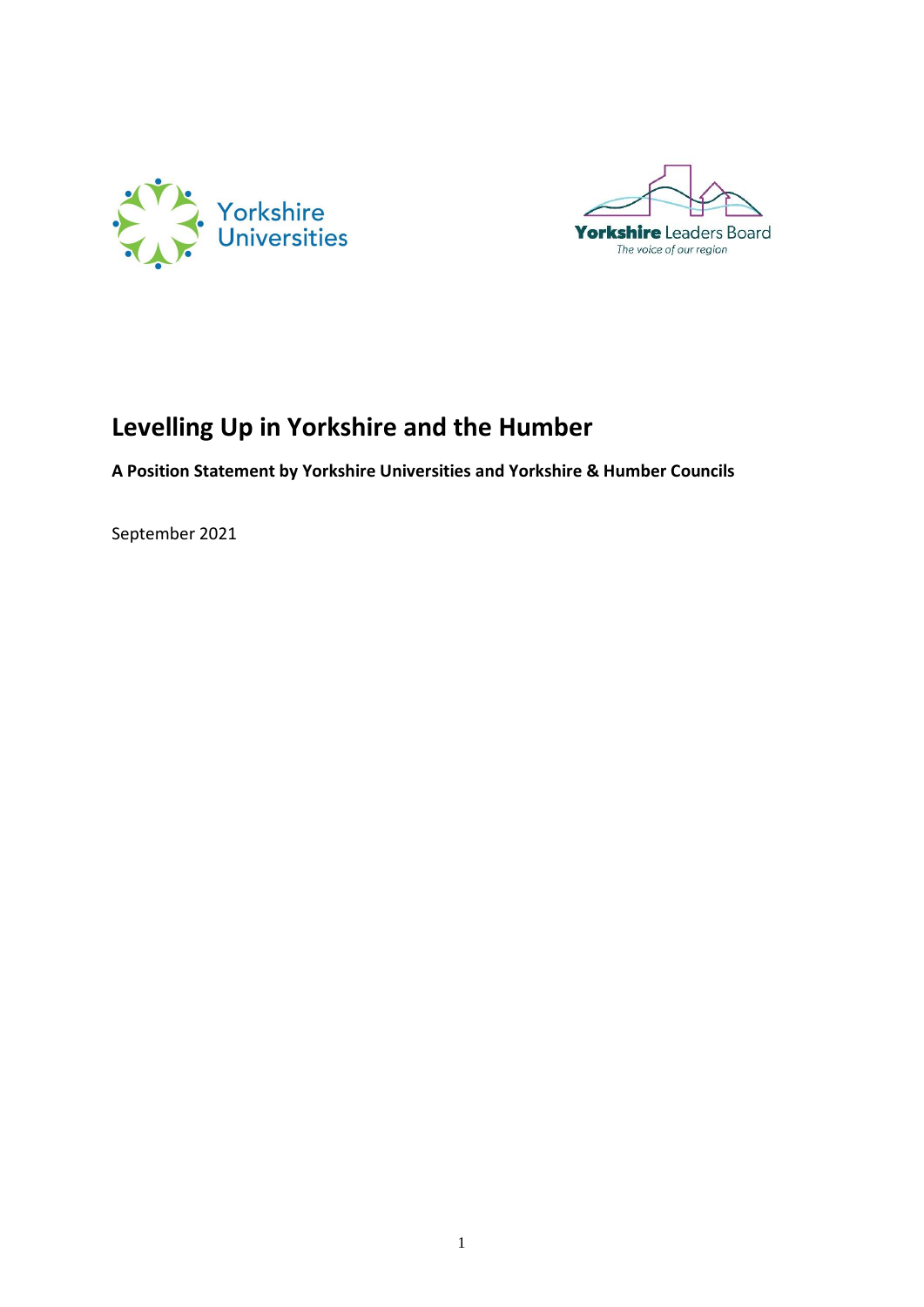# Levelling Up in Yorkshire and the Humber

**A Position Statement by Yorkshire Universities and Yorkshire & Humber Councils**

September 2021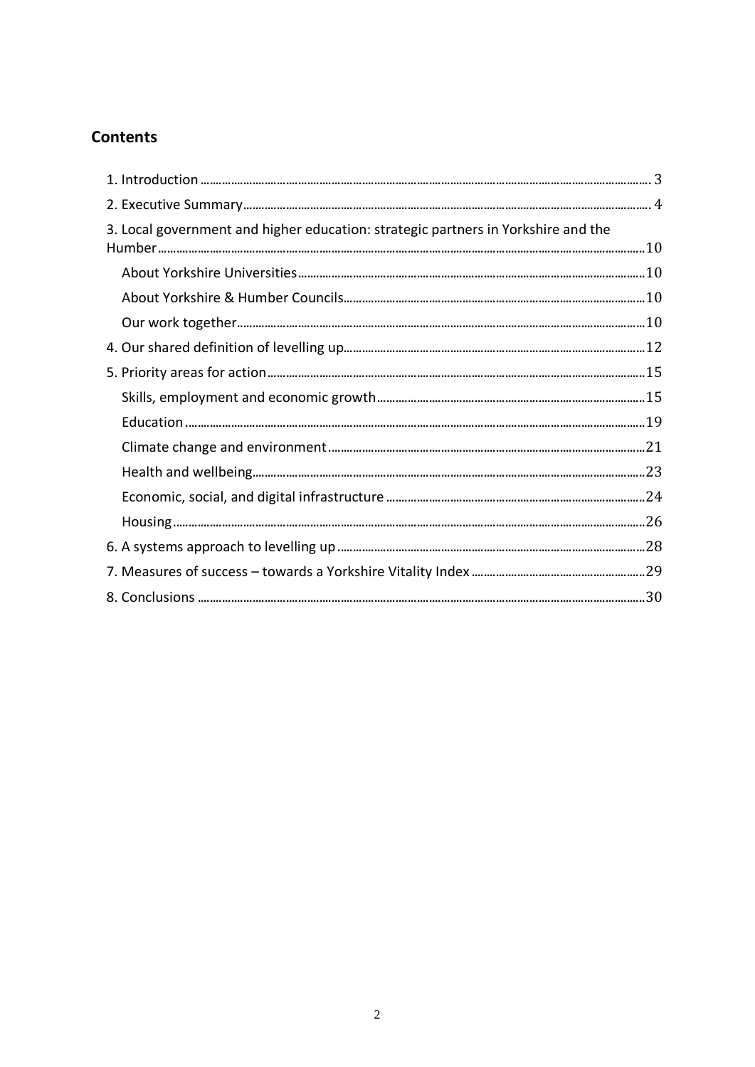## Contents

1. Introduction .......... 3
2. Executive Summary .......... 4
3. Local government and higher education: strategic partners in Yorkshire and the Humber .......... 10
   - About Yorkshire Universities .......... 10
   - About Yorkshire & Humber Councils .......... 10
   - Our work together .......... 10
4. Our shared definition of levelling up .......... 12
5. Priority areas for action .......... 15
   - Skills, employment and economic growth .......... 15
   - Education .......... 19
   - Climate change and environment .......... 21
   - Health and wellbeing .......... 23
   - Economic, social, and digital infrastructure .......... 24
   - Housing .......... 26
6. A systems approach to levelling up .......... 28
7. Measures of success – towards a Yorkshire Vitality Index .......... 29
8. Conclusions .......... 30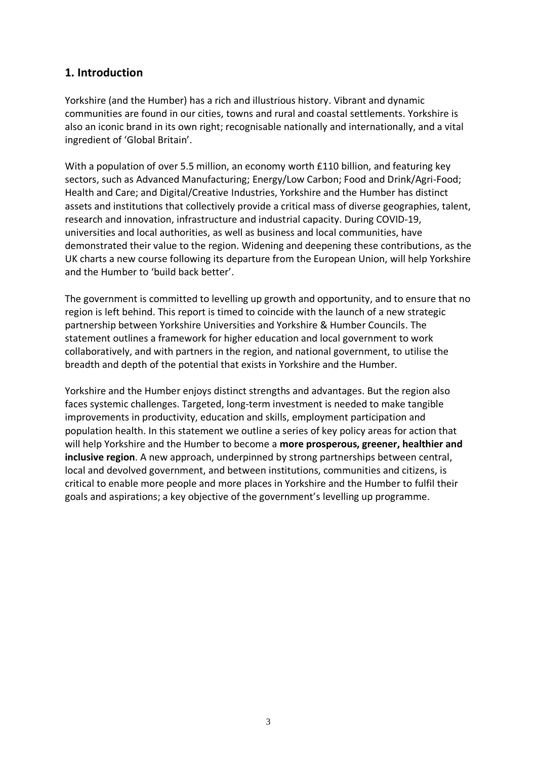## 1. Introduction

Yorkshire (and the Humber) has a rich and illustrious history. Vibrant and dynamic communities are found in our cities, towns and rural and coastal settlements. Yorkshire is also an iconic brand in its own right; recognisable nationally and internationally, and a vital ingredient of 'Global Britain'.

With a population of over 5.5 million, an economy worth £110 billion, and featuring key sectors, such as Advanced Manufacturing; Energy/Low Carbon; Food and Drink/Agri-Food; Health and Care; and Digital/Creative Industries, Yorkshire and the Humber has distinct assets and institutions that collectively provide a critical mass of diverse geographies, talent, research and innovation, infrastructure and industrial capacity. During COVID-19, universities and local authorities, as well as business and local communities, have demonstrated their value to the region. Widening and deepening these contributions, as the UK charts a new course following its departure from the European Union, will help Yorkshire and the Humber to 'build back better'.

The government is committed to levelling up growth and opportunity, and to ensure that no region is left behind. This report is timed to coincide with the launch of a new strategic partnership between Yorkshire Universities and Yorkshire & Humber Councils. The statement outlines a framework for higher education and local government to work collaboratively, and with partners in the region, and national government, to utilise the breadth and depth of the potential that exists in Yorkshire and the Humber.

Yorkshire and the Humber enjoys distinct strengths and advantages. But the region also faces systemic challenges. Targeted, long-term investment is needed to make tangible improvements in productivity, education and skills, employment participation and population health. In this statement we outline a series of key policy areas for action that will help Yorkshire and the Humber to become a **more prosperous, greener, healthier and inclusive region**. A new approach, underpinned by strong partnerships between central, local and devolved government, and between institutions, communities and citizens, is critical to enable more people and more places in Yorkshire and the Humber to fulfil their goals and aspirations; a key objective of the government's levelling up programme.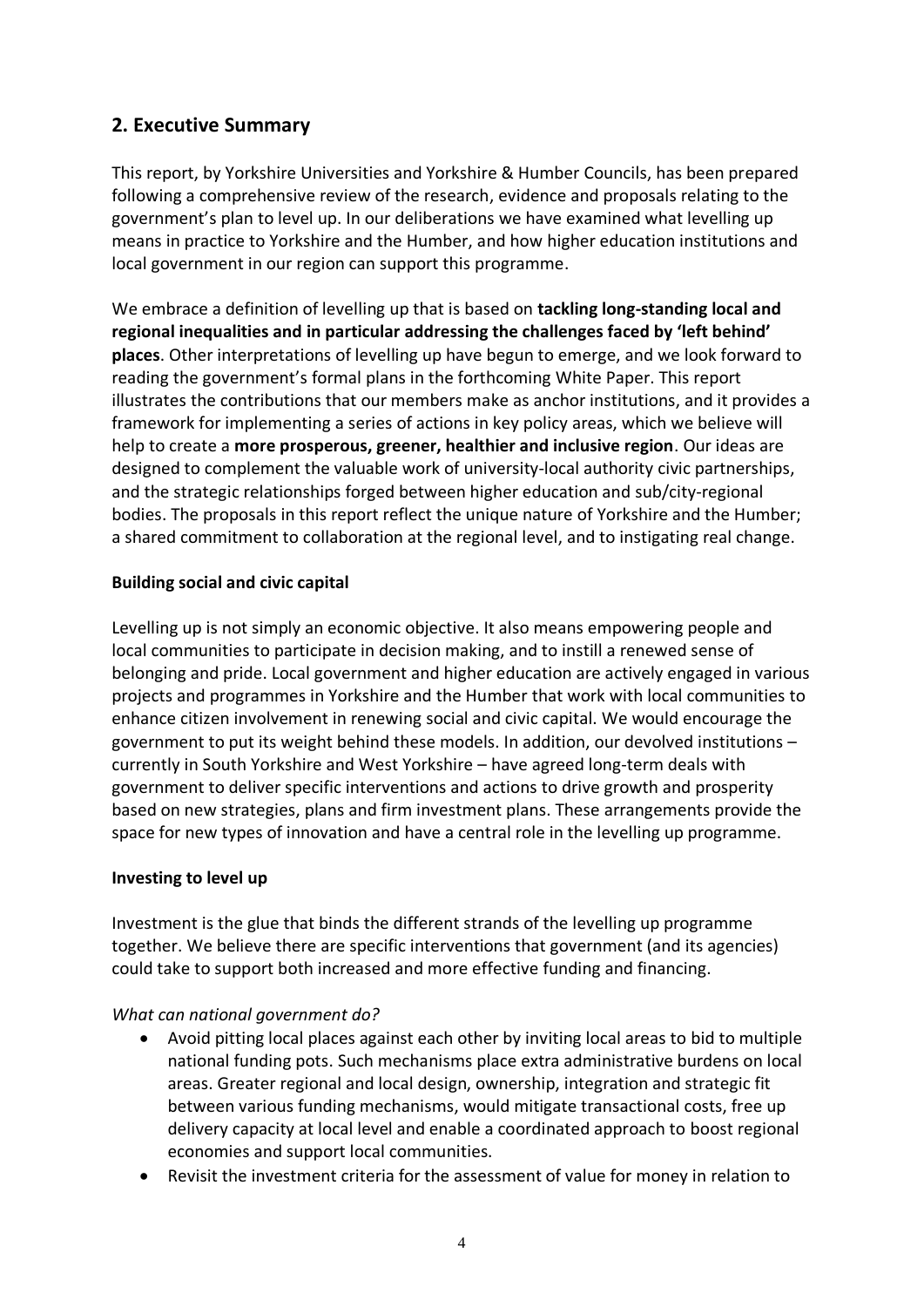## 2. Executive Summary

This report, by Yorkshire Universities and Yorkshire & Humber Councils, has been prepared following a comprehensive review of the research, evidence and proposals relating to the government's plan to level up. In our deliberations we have examined what levelling up means in practice to Yorkshire and the Humber, and how higher education institutions and local government in our region can support this programme.

We embrace a definition of levelling up that is based on **tackling long-standing local and regional inequalities and in particular addressing the challenges faced by 'left behind' places**. Other interpretations of levelling up have begun to emerge, and we look forward to reading the government's formal plans in the forthcoming White Paper. This report illustrates the contributions that our members make as anchor institutions, and it provides a framework for implementing a series of actions in key policy areas, which we believe will help to create a **more prosperous, greener, healthier and inclusive region**. Our ideas are designed to complement the valuable work of university-local authority civic partnerships, and the strategic relationships forged between higher education and sub/city-regional bodies. The proposals in this report reflect the unique nature of Yorkshire and the Humber; a shared commitment to collaboration at the regional level, and to instigating real change.

**Building social and civic capital**

Levelling up is not simply an economic objective. It also means empowering people and local communities to participate in decision making, and to instill a renewed sense of belonging and pride. Local government and higher education are actively engaged in various projects and programmes in Yorkshire and the Humber that work with local communities to enhance citizen involvement in renewing social and civic capital. We would encourage the government to put its weight behind these models. In addition, our devolved institutions – currently in South Yorkshire and West Yorkshire – have agreed long-term deals with government to deliver specific interventions and actions to drive growth and prosperity based on new strategies, plans and firm investment plans. These arrangements provide the space for new types of innovation and have a central role in the levelling up programme.

**Investing to level up**

Investment is the glue that binds the different strands of the levelling up programme together. We believe there are specific interventions that government (and its agencies) could take to support both increased and more effective funding and financing.

*What can national government do?*

- Avoid pitting local places against each other by inviting local areas to bid to multiple national funding pots. Such mechanisms place extra administrative burdens on local areas. Greater regional and local design, ownership, integration and strategic fit between various funding mechanisms, would mitigate transactional costs, free up delivery capacity at local level and enable a coordinated approach to boost regional economies and support local communities.
- Revisit the investment criteria for the assessment of value for money in relation to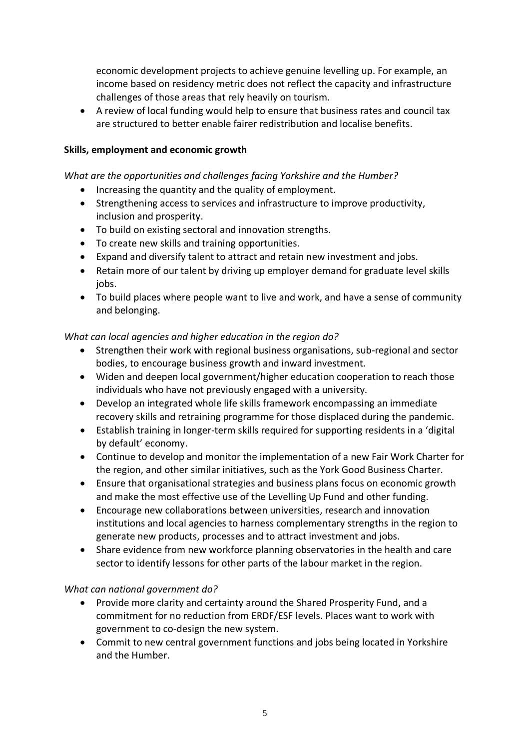economic development projects to achieve genuine levelling up. For example, an income based on residency metric does not reflect the capacity and infrastructure challenges of those areas that rely heavily on tourism.

- A review of local funding would help to ensure that business rates and council tax are structured to better enable fairer redistribution and localise benefits.

**Skills, employment and economic growth**

*What are the opportunities and challenges facing Yorkshire and the Humber?*

- Increasing the quantity and the quality of employment.
- Strengthening access to services and infrastructure to improve productivity, inclusion and prosperity.
- To build on existing sectoral and innovation strengths.
- To create new skills and training opportunities.
- Expand and diversify talent to attract and retain new investment and jobs.
- Retain more of our talent by driving up employer demand for graduate level skills jobs.
- To build places where people want to live and work, and have a sense of community and belonging.

*What can local agencies and higher education in the region do?*

- Strengthen their work with regional business organisations, sub-regional and sector bodies, to encourage business growth and inward investment.
- Widen and deepen local government/higher education cooperation to reach those individuals who have not previously engaged with a university.
- Develop an integrated whole life skills framework encompassing an immediate recovery skills and retraining programme for those displaced during the pandemic.
- Establish training in longer-term skills required for supporting residents in a 'digital by default' economy.
- Continue to develop and monitor the implementation of a new Fair Work Charter for the region, and other similar initiatives, such as the York Good Business Charter.
- Ensure that organisational strategies and business plans focus on economic growth and make the most effective use of the Levelling Up Fund and other funding.
- Encourage new collaborations between universities, research and innovation institutions and local agencies to harness complementary strengths in the region to generate new products, processes and to attract investment and jobs.
- Share evidence from new workforce planning observatories in the health and care sector to identify lessons for other parts of the labour market in the region.

*What can national government do?*

- Provide more clarity and certainty around the Shared Prosperity Fund, and a commitment for no reduction from ERDF/ESF levels. Places want to work with government to co-design the new system.
- Commit to new central government functions and jobs being located in Yorkshire and the Humber.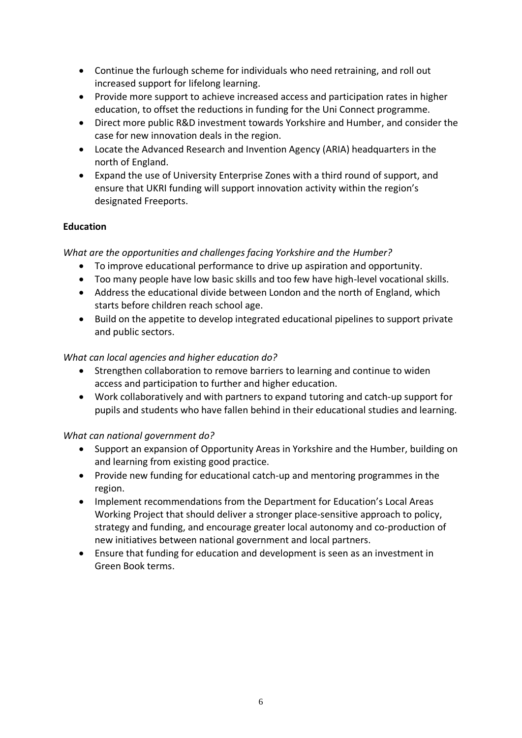- Continue the furlough scheme for individuals who need retraining, and roll out increased support for lifelong learning.
- Provide more support to achieve increased access and participation rates in higher education, to offset the reductions in funding for the Uni Connect programme.
- Direct more public R&D investment towards Yorkshire and Humber, and consider the case for new innovation deals in the region.
- Locate the Advanced Research and Invention Agency (ARIA) headquarters in the north of England.
- Expand the use of University Enterprise Zones with a third round of support, and ensure that UKRI funding will support innovation activity within the region's designated Freeports.

**Education**

*What are the opportunities and challenges facing Yorkshire and the Humber?*

- To improve educational performance to drive up aspiration and opportunity.
- Too many people have low basic skills and too few have high-level vocational skills.
- Address the educational divide between London and the north of England, which starts before children reach school age.
- Build on the appetite to develop integrated educational pipelines to support private and public sectors.

*What can local agencies and higher education do?*

- Strengthen collaboration to remove barriers to learning and continue to widen access and participation to further and higher education.
- Work collaboratively and with partners to expand tutoring and catch-up support for pupils and students who have fallen behind in their educational studies and learning.

*What can national government do?*

- Support an expansion of Opportunity Areas in Yorkshire and the Humber, building on and learning from existing good practice.
- Provide new funding for educational catch-up and mentoring programmes in the region.
- Implement recommendations from the Department for Education's Local Areas Working Project that should deliver a stronger place-sensitive approach to policy, strategy and funding, and encourage greater local autonomy and co-production of new initiatives between national government and local partners.
- Ensure that funding for education and development is seen as an investment in Green Book terms.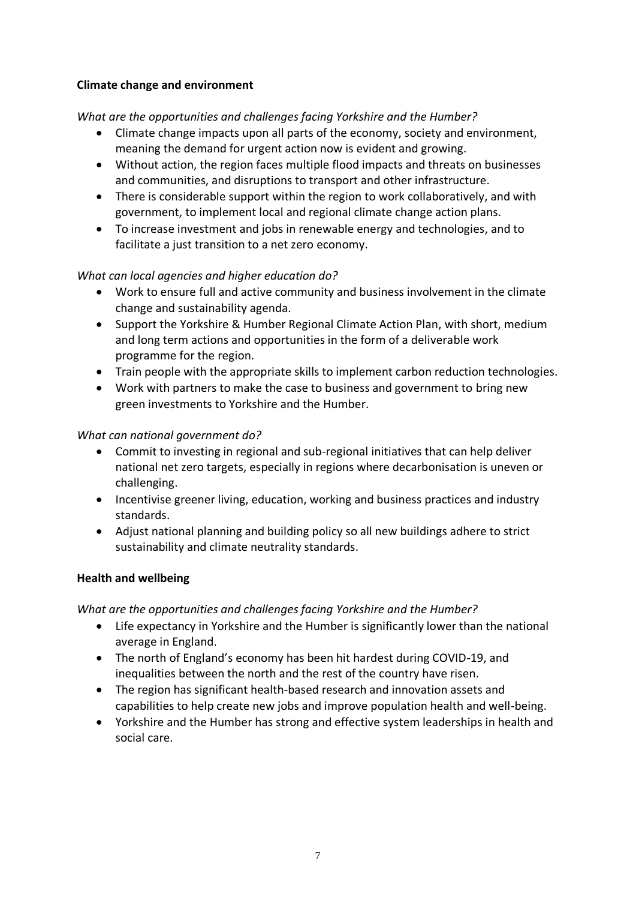## Climate change and environment

*What are the opportunities and challenges facing Yorkshire and the Humber?*

- Climate change impacts upon all parts of the economy, society and environment, meaning the demand for urgent action now is evident and growing.
- Without action, the region faces multiple flood impacts and threats on businesses and communities, and disruptions to transport and other infrastructure.
- There is considerable support within the region to work collaboratively, and with government, to implement local and regional climate change action plans.
- To increase investment and jobs in renewable energy and technologies, and to facilitate a just transition to a net zero economy.

*What can local agencies and higher education do?*

- Work to ensure full and active community and business involvement in the climate change and sustainability agenda.
- Support the Yorkshire & Humber Regional Climate Action Plan, with short, medium and long term actions and opportunities in the form of a deliverable work programme for the region.
- Train people with the appropriate skills to implement carbon reduction technologies.
- Work with partners to make the case to business and government to bring new green investments to Yorkshire and the Humber.

*What can national government do?*

- Commit to investing in regional and sub-regional initiatives that can help deliver national net zero targets, especially in regions where decarbonisation is uneven or challenging.
- Incentivise greener living, education, working and business practices and industry standards.
- Adjust national planning and building policy so all new buildings adhere to strict sustainability and climate neutrality standards.

## Health and wellbeing

*What are the opportunities and challenges facing Yorkshire and the Humber?*

- Life expectancy in Yorkshire and the Humber is significantly lower than the national average in England.
- The north of England's economy has been hit hardest during COVID-19, and inequalities between the north and the rest of the country have risen.
- The region has significant health-based research and innovation assets and capabilities to help create new jobs and improve population health and well-being.
- Yorkshire and the Humber has strong and effective system leaderships in health and social care.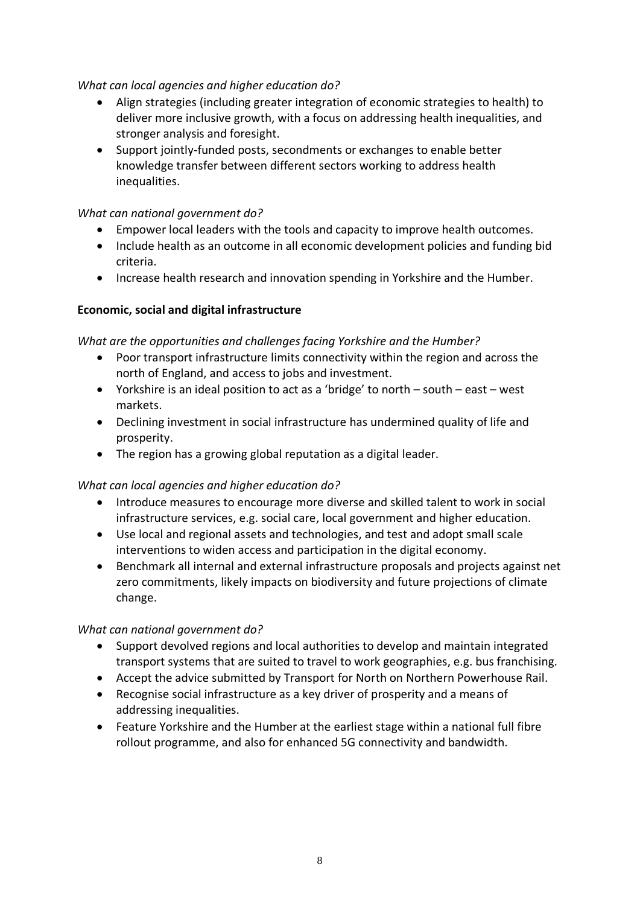*What can local agencies and higher education do?*

- Align strategies (including greater integration of economic strategies to health) to deliver more inclusive growth, with a focus on addressing health inequalities, and stronger analysis and foresight.
- Support jointly-funded posts, secondments or exchanges to enable better knowledge transfer between different sectors working to address health inequalities.

*What can national government do?*

- Empower local leaders with the tools and capacity to improve health outcomes.
- Include health as an outcome in all economic development policies and funding bid criteria.
- Increase health research and innovation spending in Yorkshire and the Humber.

**Economic, social and digital infrastructure**

*What are the opportunities and challenges facing Yorkshire and the Humber?*

- Poor transport infrastructure limits connectivity within the region and across the north of England, and access to jobs and investment.
- Yorkshire is an ideal position to act as a 'bridge' to north – south – east – west markets.
- Declining investment in social infrastructure has undermined quality of life and prosperity.
- The region has a growing global reputation as a digital leader.

*What can local agencies and higher education do?*

- Introduce measures to encourage more diverse and skilled talent to work in social infrastructure services, e.g. social care, local government and higher education.
- Use local and regional assets and technologies, and test and adopt small scale interventions to widen access and participation in the digital economy.
- Benchmark all internal and external infrastructure proposals and projects against net zero commitments, likely impacts on biodiversity and future projections of climate change.

*What can national government do?*

- Support devolved regions and local authorities to develop and maintain integrated transport systems that are suited to travel to work geographies, e.g. bus franchising.
- Accept the advice submitted by Transport for North on Northern Powerhouse Rail.
- Recognise social infrastructure as a key driver of prosperity and a means of addressing inequalities.
- Feature Yorkshire and the Humber at the earliest stage within a national full fibre rollout programme, and also for enhanced 5G connectivity and bandwidth.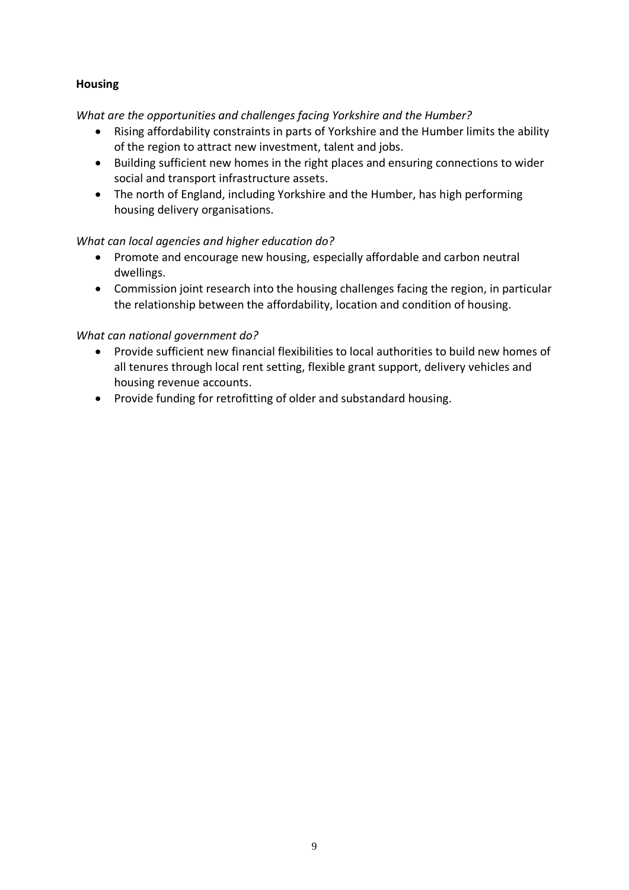**Housing**

*What are the opportunities and challenges facing Yorkshire and the Humber?*

- Rising affordability constraints in parts of Yorkshire and the Humber limits the ability of the region to attract new investment, talent and jobs.
- Building sufficient new homes in the right places and ensuring connections to wider social and transport infrastructure assets.
- The north of England, including Yorkshire and the Humber, has high performing housing delivery organisations.

*What can local agencies and higher education do?*

- Promote and encourage new housing, especially affordable and carbon neutral dwellings.
- Commission joint research into the housing challenges facing the region, in particular the relationship between the affordability, location and condition of housing.

*What can national government do?*

- Provide sufficient new financial flexibilities to local authorities to build new homes of all tenures through local rent setting, flexible grant support, delivery vehicles and housing revenue accounts.
- Provide funding for retrofitting of older and substandard housing.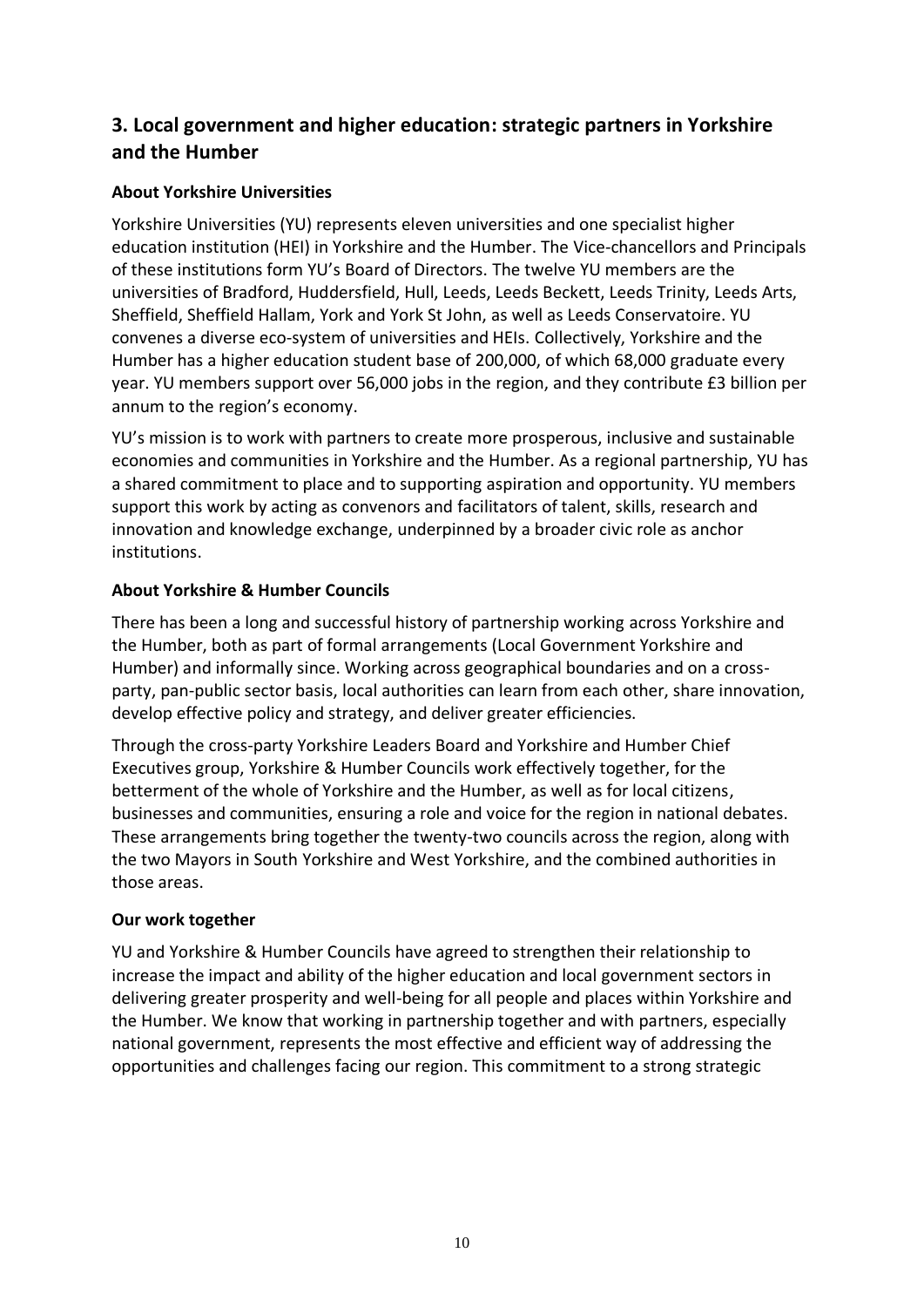## 3. Local government and higher education: strategic partners in Yorkshire and the Humber

### About Yorkshire Universities

Yorkshire Universities (YU) represents eleven universities and one specialist higher education institution (HEI) in Yorkshire and the Humber. The Vice-chancellors and Principals of these institutions form YU's Board of Directors. The twelve YU members are the universities of Bradford, Huddersfield, Hull, Leeds, Leeds Beckett, Leeds Trinity, Leeds Arts, Sheffield, Sheffield Hallam, York and York St John, as well as Leeds Conservatoire. YU convenes a diverse eco-system of universities and HEIs. Collectively, Yorkshire and the Humber has a higher education student base of 200,000, of which 68,000 graduate every year. YU members support over 56,000 jobs in the region, and they contribute £3 billion per annum to the region's economy.

YU's mission is to work with partners to create more prosperous, inclusive and sustainable economies and communities in Yorkshire and the Humber. As a regional partnership, YU has a shared commitment to place and to supporting aspiration and opportunity. YU members support this work by acting as convenors and facilitators of talent, skills, research and innovation and knowledge exchange, underpinned by a broader civic role as anchor institutions.

### About Yorkshire & Humber Councils

There has been a long and successful history of partnership working across Yorkshire and the Humber, both as part of formal arrangements (Local Government Yorkshire and Humber) and informally since. Working across geographical boundaries and on a cross-party, pan-public sector basis, local authorities can learn from each other, share innovation, develop effective policy and strategy, and deliver greater efficiencies.

Through the cross-party Yorkshire Leaders Board and Yorkshire and Humber Chief Executives group, Yorkshire & Humber Councils work effectively together, for the betterment of the whole of Yorkshire and the Humber, as well as for local citizens, businesses and communities, ensuring a role and voice for the region in national debates. These arrangements bring together the twenty-two councils across the region, along with the two Mayors in South Yorkshire and West Yorkshire, and the combined authorities in those areas.

### Our work together

YU and Yorkshire & Humber Councils have agreed to strengthen their relationship to increase the impact and ability of the higher education and local government sectors in delivering greater prosperity and well-being for all people and places within Yorkshire and the Humber. We know that working in partnership together and with partners, especially national government, represents the most effective and efficient way of addressing the opportunities and challenges facing our region. This commitment to a strong strategic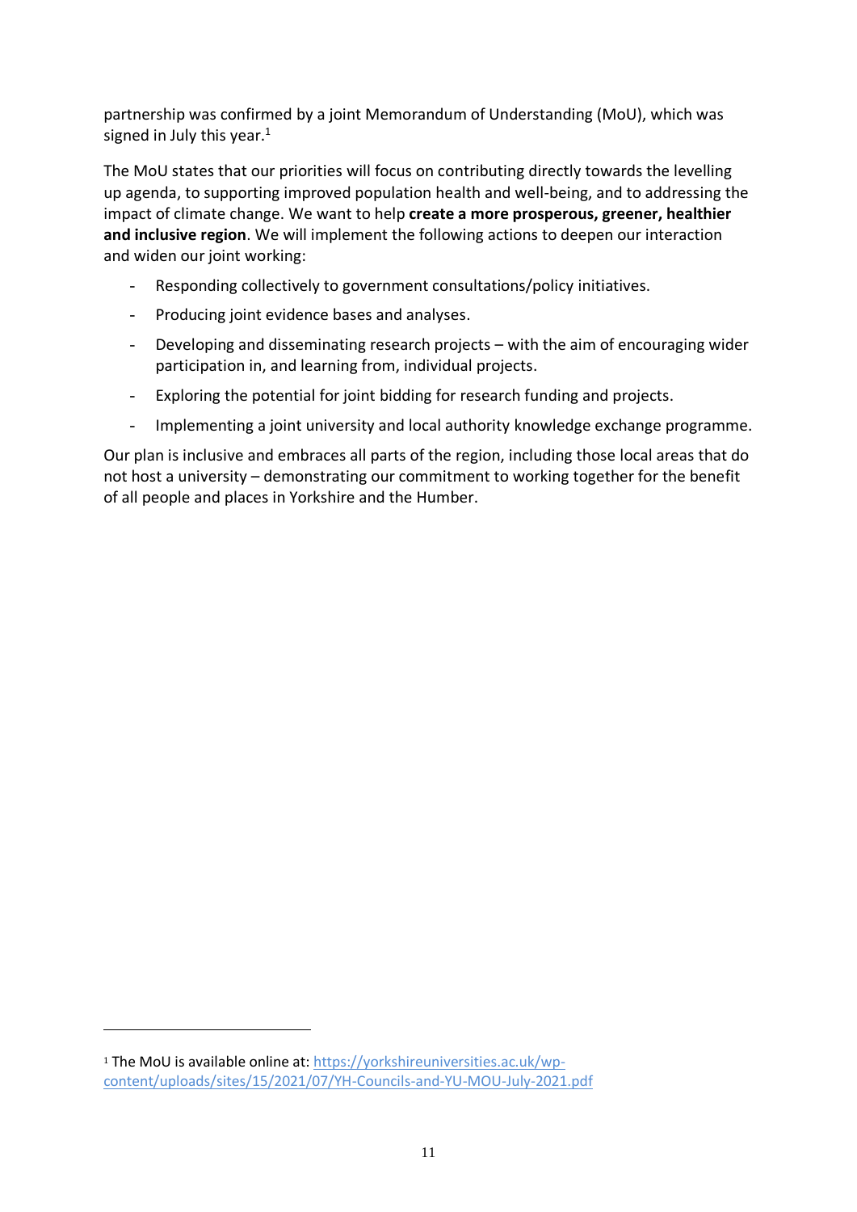partnership was confirmed by a joint Memorandum of Understanding (MoU), which was signed in July this year.[1]

The MoU states that our priorities will focus on contributing directly towards the levelling up agenda, to supporting improved population health and well-being, and to addressing the impact of climate change. We want to help **create a more prosperous, greener, healthier and inclusive region**. We will implement the following actions to deepen our interaction and widen our joint working:

- Responding collectively to government consultations/policy initiatives.
- Producing joint evidence bases and analyses.
- Developing and disseminating research projects – with the aim of encouraging wider participation in, and learning from, individual projects.
- Exploring the potential for joint bidding for research funding and projects.
- Implementing a joint university and local authority knowledge exchange programme.

Our plan is inclusive and embraces all parts of the region, including those local areas that do not host a university – demonstrating our commitment to working together for the benefit of all people and places in Yorkshire and the Humber.

---

[1] The MoU is available online at: https://yorkshireuniversities.ac.uk/wp-content/uploads/sites/15/2021/07/YH-Councils-and-YU-MOU-July-2021.pdf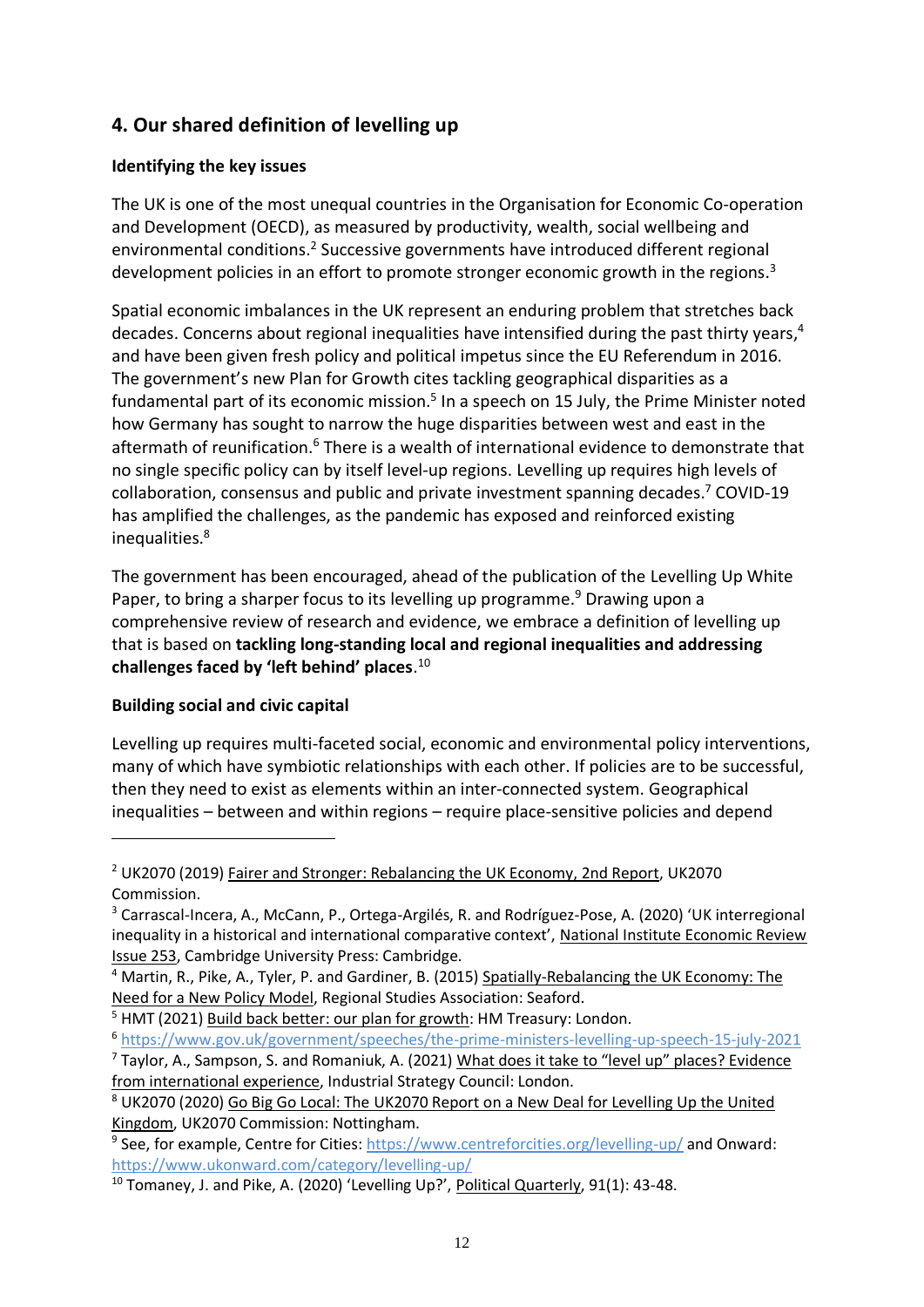## 4. Our shared definition of levelling up

### Identifying the key issues

The UK is one of the most unequal countries in the Organisation for Economic Co-operation and Development (OECD), as measured by productivity, wealth, social wellbeing and environmental conditions.[2] Successive governments have introduced different regional development policies in an effort to promote stronger economic growth in the regions.[3]

Spatial economic imbalances in the UK represent an enduring problem that stretches back decades. Concerns about regional inequalities have intensified during the past thirty years,[4] and have been given fresh policy and political impetus since the EU Referendum in 2016. The government's new Plan for Growth cites tackling geographical disparities as a fundamental part of its economic mission.[5] In a speech on 15 July, the Prime Minister noted how Germany has sought to narrow the huge disparities between west and east in the aftermath of reunification.[6] There is a wealth of international evidence to demonstrate that no single specific policy can by itself level-up regions. Levelling up requires high levels of collaboration, consensus and public and private investment spanning decades.[7] COVID-19 has amplified the challenges, as the pandemic has exposed and reinforced existing inequalities.[8]

The government has been encouraged, ahead of the publication of the Levelling Up White Paper, to bring a sharper focus to its levelling up programme.[9] Drawing upon a comprehensive review of research and evidence, we embrace a definition of levelling up that is based on **tackling long-standing local and regional inequalities and addressing challenges faced by 'left behind' places**.[10]

### Building social and civic capital

Levelling up requires multi-faceted social, economic and environmental policy interventions, many of which have symbiotic relationships with each other. If policies are to be successful, then they need to exist as elements within an inter-connected system. Geographical inequalities – between and within regions – require place-sensitive policies and depend

---

[2] UK2070 (2019) Fairer and Stronger: Rebalancing the UK Economy, 2nd Report, UK2070 Commission.

[3] Carrascal-Incera, A., McCann, P., Ortega-Argilés, R. and Rodríguez-Pose, A. (2020) 'UK interregional inequality in a historical and international comparative context', National Institute Economic Review Issue 253, Cambridge University Press: Cambridge.

[4] Martin, R., Pike, A., Tyler, P. and Gardiner, B. (2015) Spatially-Rebalancing the UK Economy: The Need for a New Policy Model, Regional Studies Association: Seaford.

[5] HMT (2021) Build back better: our plan for growth: HM Treasury: London.

[6] https://www.gov.uk/government/speeches/the-prime-ministers-levelling-up-speech-15-july-2021

[7] Taylor, A., Sampson, S. and Romaniuk, A. (2021) What does it take to "level up" places? Evidence from international experience, Industrial Strategy Council: London.

[8] UK2070 (2020) Go Big Go Local: The UK2070 Report on a New Deal for Levelling Up the United Kingdom, UK2070 Commission: Nottingham.

[9] See, for example, Centre for Cities: https://www.centreforcities.org/levelling-up/ and Onward: https://www.ukonward.com/category/levelling-up/

[10] Tomaney, J. and Pike, A. (2020) 'Levelling Up?', Political Quarterly, 91(1): 43-48.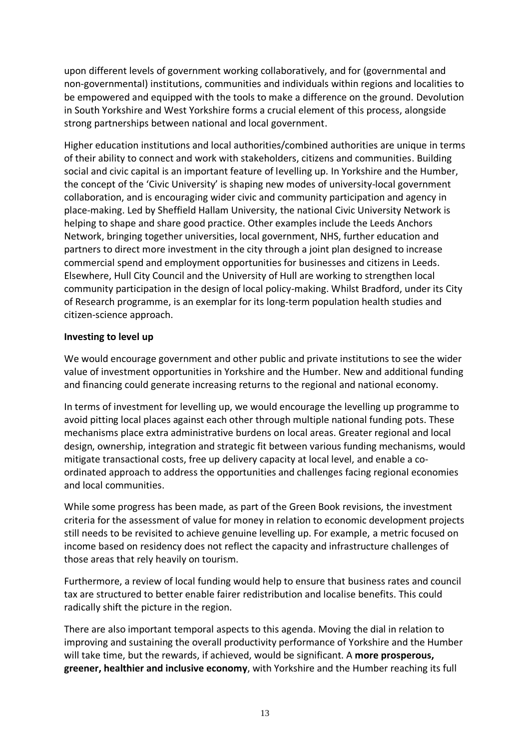upon different levels of government working collaboratively, and for (governmental and non-governmental) institutions, communities and individuals within regions and localities to be empowered and equipped with the tools to make a difference on the ground. Devolution in South Yorkshire and West Yorkshire forms a crucial element of this process, alongside strong partnerships between national and local government.

Higher education institutions and local authorities/combined authorities are unique in terms of their ability to connect and work with stakeholders, citizens and communities. Building social and civic capital is an important feature of levelling up. In Yorkshire and the Humber, the concept of the 'Civic University' is shaping new modes of university-local government collaboration, and is encouraging wider civic and community participation and agency in place-making. Led by Sheffield Hallam University, the national Civic University Network is helping to shape and share good practice. Other examples include the Leeds Anchors Network, bringing together universities, local government, NHS, further education and partners to direct more investment in the city through a joint plan designed to increase commercial spend and employment opportunities for businesses and citizens in Leeds. Elsewhere, Hull City Council and the University of Hull are working to strengthen local community participation in the design of local policy-making. Whilst Bradford, under its City of Research programme, is an exemplar for its long-term population health studies and citizen-science approach.

**Investing to level up**

We would encourage government and other public and private institutions to see the wider value of investment opportunities in Yorkshire and the Humber. New and additional funding and financing could generate increasing returns to the regional and national economy.

In terms of investment for levelling up, we would encourage the levelling up programme to avoid pitting local places against each other through multiple national funding pots. These mechanisms place extra administrative burdens on local areas. Greater regional and local design, ownership, integration and strategic fit between various funding mechanisms, would mitigate transactional costs, free up delivery capacity at local level, and enable a co-ordinated approach to address the opportunities and challenges facing regional economies and local communities.

While some progress has been made, as part of the Green Book revisions, the investment criteria for the assessment of value for money in relation to economic development projects still needs to be revisited to achieve genuine levelling up. For example, a metric focused on income based on residency does not reflect the capacity and infrastructure challenges of those areas that rely heavily on tourism.

Furthermore, a review of local funding would help to ensure that business rates and council tax are structured to better enable fairer redistribution and localise benefits. This could radically shift the picture in the region.

There are also important temporal aspects to this agenda. Moving the dial in relation to improving and sustaining the overall productivity performance of Yorkshire and the Humber will take time, but the rewards, if achieved, would be significant. A **more prosperous, greener, healthier and inclusive economy**, with Yorkshire and the Humber reaching its full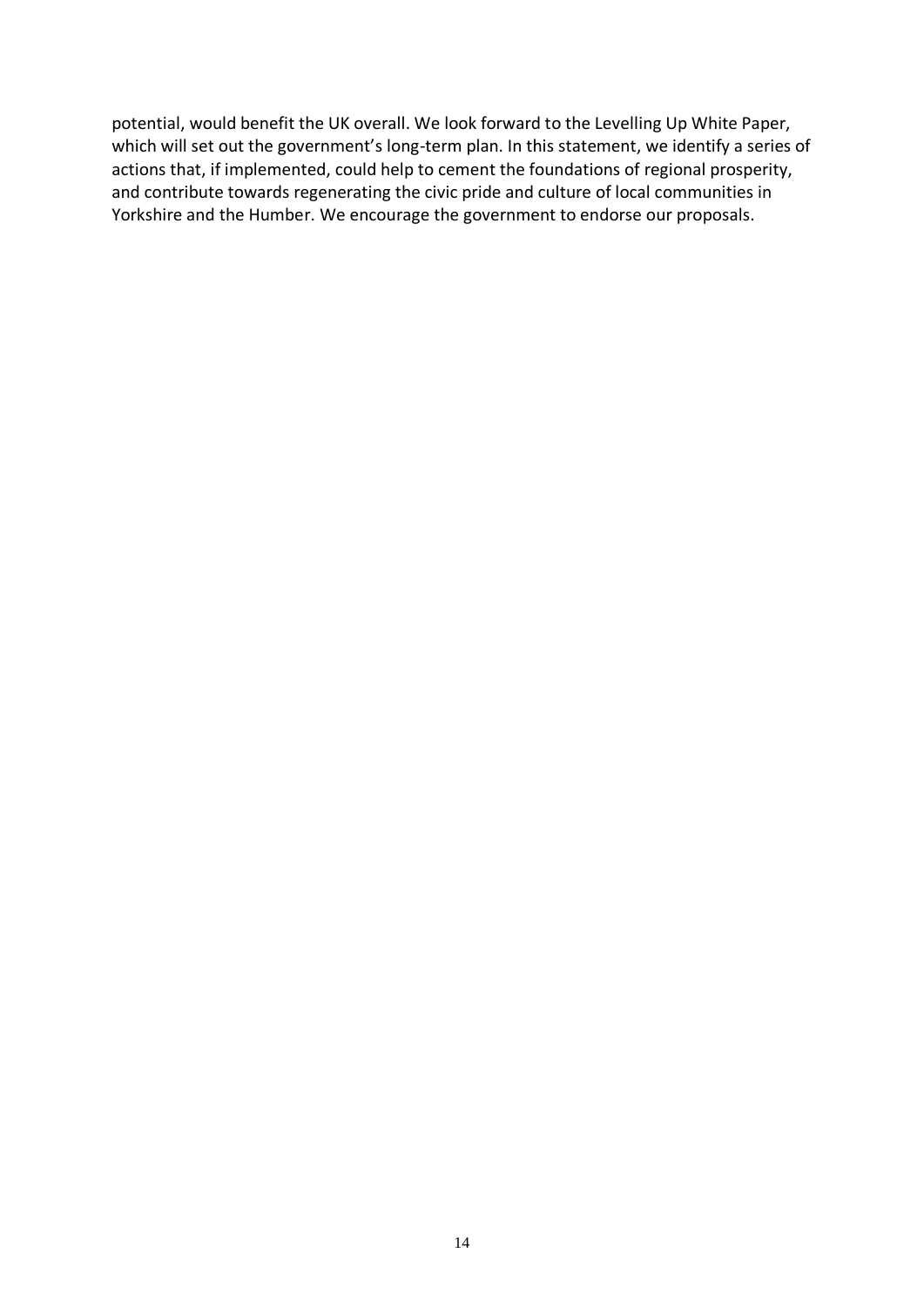potential, would benefit the UK overall. We look forward to the Levelling Up White Paper, which will set out the government's long-term plan. In this statement, we identify a series of actions that, if implemented, could help to cement the foundations of regional prosperity, and contribute towards regenerating the civic pride and culture of local communities in Yorkshire and the Humber. We encourage the government to endorse our proposals.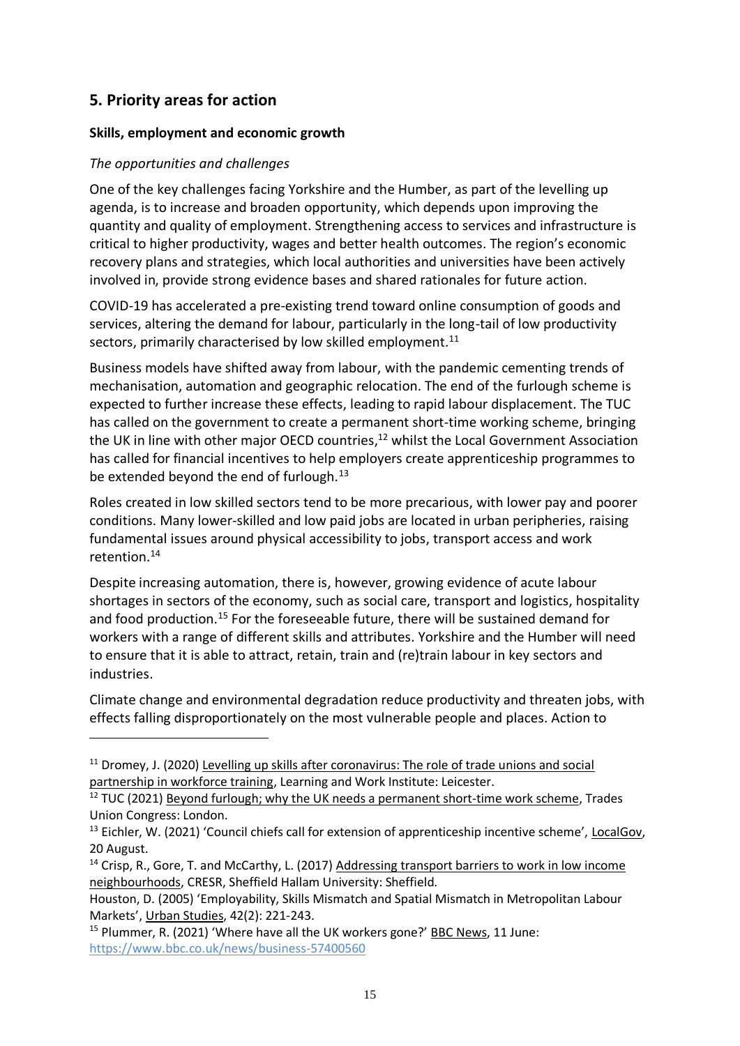## 5. Priority areas for action

### Skills, employment and economic growth

*The opportunities and challenges*

One of the key challenges facing Yorkshire and the Humber, as part of the levelling up agenda, is to increase and broaden opportunity, which depends upon improving the quantity and quality of employment. Strengthening access to services and infrastructure is critical to higher productivity, wages and better health outcomes. The region's economic recovery plans and strategies, which local authorities and universities have been actively involved in, provide strong evidence bases and shared rationales for future action.

COVID-19 has accelerated a pre-existing trend toward online consumption of goods and services, altering the demand for labour, particularly in the long-tail of low productivity sectors, primarily characterised by low skilled employment.[11]

Business models have shifted away from labour, with the pandemic cementing trends of mechanisation, automation and geographic relocation. The end of the furlough scheme is expected to further increase these effects, leading to rapid labour displacement. The TUC has called on the government to create a permanent short-time working scheme, bringing the UK in line with other major OECD countries,[12] whilst the Local Government Association has called for financial incentives to help employers create apprenticeship programmes to be extended beyond the end of furlough.[13]

Roles created in low skilled sectors tend to be more precarious, with lower pay and poorer conditions. Many lower-skilled and low paid jobs are located in urban peripheries, raising fundamental issues around physical accessibility to jobs, transport access and work retention.[14]

Despite increasing automation, there is, however, growing evidence of acute labour shortages in sectors of the economy, such as social care, transport and logistics, hospitality and food production.[15] For the foreseeable future, there will be sustained demand for workers with a range of different skills and attributes. Yorkshire and the Humber will need to ensure that it is able to attract, retain, train and (re)train labour in key sectors and industries.

Climate change and environmental degradation reduce productivity and threaten jobs, with effects falling disproportionately on the most vulnerable people and places. Action to

---

[11] Dromey, J. (2020) Levelling up skills after coronavirus: The role of trade unions and social partnership in workforce training, Learning and Work Institute: Leicester.

[12] TUC (2021) Beyond furlough; why the UK needs a permanent short-time work scheme, Trades Union Congress: London.

[13] Eichler, W. (2021) 'Council chiefs call for extension of apprenticeship incentive scheme', LocalGov, 20 August.

[14] Crisp, R., Gore, T. and McCarthy, L. (2017) Addressing transport barriers to work in low income neighbourhoods, CRESR, Sheffield Hallam University: Sheffield.

Houston, D. (2005) 'Employability, Skills Mismatch and Spatial Mismatch in Metropolitan Labour Markets', Urban Studies, 42(2): 221-243.

[15] Plummer, R. (2021) 'Where have all the UK workers gone?' BBC News, 11 June: https://www.bbc.co.uk/news/business-57400560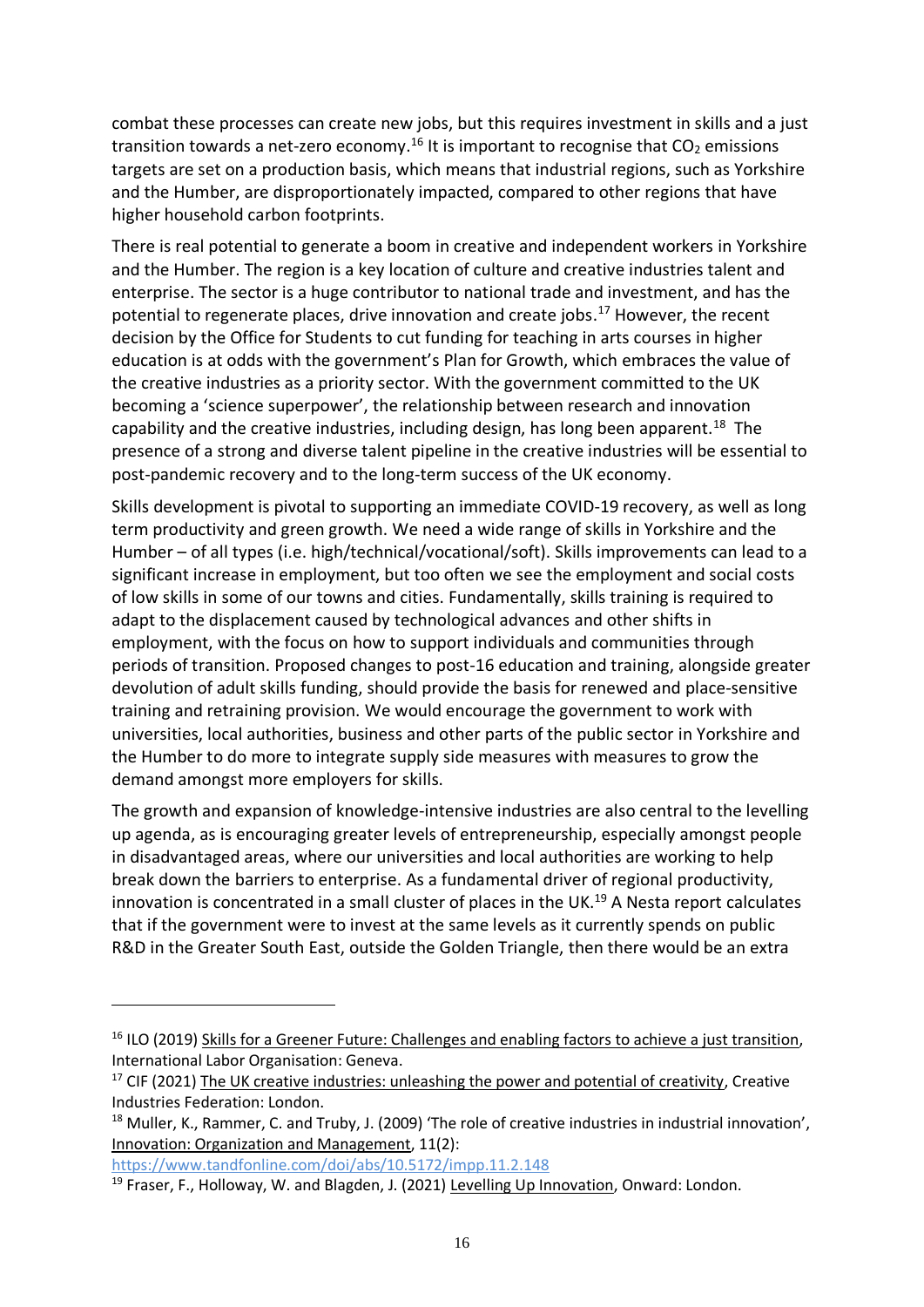combat these processes can create new jobs, but this requires investment in skills and a just transition towards a net-zero economy.[16] It is important to recognise that $CO_2$ emissions targets are set on a production basis, which means that industrial regions, such as Yorkshire and the Humber, are disproportionately impacted, compared to other regions that have higher household carbon footprints.

There is real potential to generate a boom in creative and independent workers in Yorkshire and the Humber. The region is a key location of culture and creative industries talent and enterprise. The sector is a huge contributor to national trade and investment, and has the potential to regenerate places, drive innovation and create jobs.[17] However, the recent decision by the Office for Students to cut funding for teaching in arts courses in higher education is at odds with the government's Plan for Growth, which embraces the value of the creative industries as a priority sector. With the government committed to the UK becoming a 'science superpower', the relationship between research and innovation capability and the creative industries, including design, has long been apparent.[18] The presence of a strong and diverse talent pipeline in the creative industries will be essential to post-pandemic recovery and to the long-term success of the UK economy.

Skills development is pivotal to supporting an immediate COVID-19 recovery, as well as long term productivity and green growth. We need a wide range of skills in Yorkshire and the Humber – of all types (i.e. high/technical/vocational/soft). Skills improvements can lead to a significant increase in employment, but too often we see the employment and social costs of low skills in some of our towns and cities. Fundamentally, skills training is required to adapt to the displacement caused by technological advances and other shifts in employment, with the focus on how to support individuals and communities through periods of transition. Proposed changes to post-16 education and training, alongside greater devolution of adult skills funding, should provide the basis for renewed and place-sensitive training and retraining provision. We would encourage the government to work with universities, local authorities, business and other parts of the public sector in Yorkshire and the Humber to do more to integrate supply side measures with measures to grow the demand amongst more employers for skills.

The growth and expansion of knowledge-intensive industries are also central to the levelling up agenda, as is encouraging greater levels of entrepreneurship, especially amongst people in disadvantaged areas, where our universities and local authorities are working to help break down the barriers to enterprise. As a fundamental driver of regional productivity, innovation is concentrated in a small cluster of places in the UK.[19] A Nesta report calculates that if the government were to invest at the same levels as it currently spends on public R&D in the Greater South East, outside the Golden Triangle, then there would be an extra

---

[16] ILO (2019) Skills for a Greener Future: Challenges and enabling factors to achieve a just transition, International Labor Organisation: Geneva.

[17] CIF (2021) The UK creative industries: unleashing the power and potential of creativity, Creative Industries Federation: London.

[18] Muller, K., Rammer, C. and Truby, J. (2009) 'The role of creative industries in industrial innovation', Innovation: Organization and Management, 11(2): https://www.tandfonline.com/doi/abs/10.5172/impp.11.2.148

[19] Fraser, F., Holloway, W. and Blagden, J. (2021) Levelling Up Innovation, Onward: London.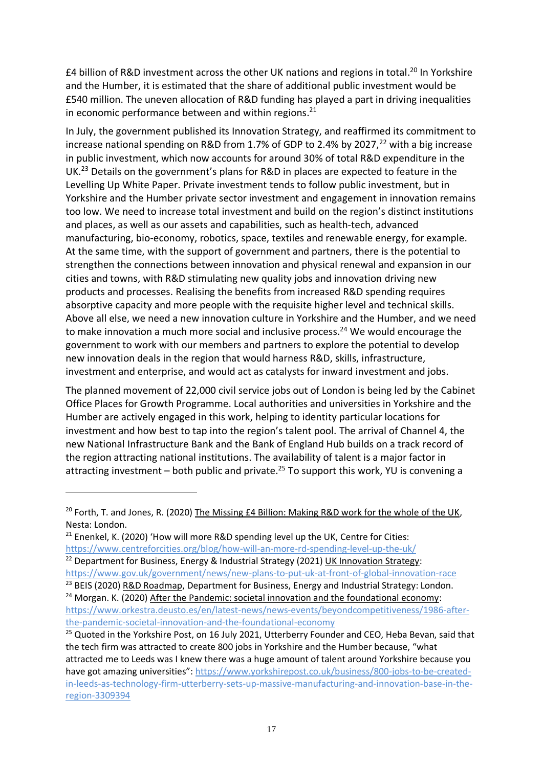£4 billion of R&D investment across the other UK nations and regions in total.[20] In Yorkshire and the Humber, it is estimated that the share of additional public investment would be £540 million. The uneven allocation of R&D funding has played a part in driving inequalities in economic performance between and within regions.[21]

In July, the government published its Innovation Strategy, and reaffirmed its commitment to increase national spending on R&D from 1.7% of GDP to 2.4% by 2027,[22] with a big increase in public investment, which now accounts for around 30% of total R&D expenditure in the UK.[23] Details on the government's plans for R&D in places are expected to feature in the Levelling Up White Paper. Private investment tends to follow public investment, but in Yorkshire and the Humber private sector investment and engagement in innovation remains too low. We need to increase total investment and build on the region's distinct institutions and places, as well as our assets and capabilities, such as health-tech, advanced manufacturing, bio-economy, robotics, space, textiles and renewable energy, for example. At the same time, with the support of government and partners, there is the potential to strengthen the connections between innovation and physical renewal and expansion in our cities and towns, with R&D stimulating new quality jobs and innovation driving new products and processes. Realising the benefits from increased R&D spending requires absorptive capacity and more people with the requisite higher level and technical skills. Above all else, we need a new innovation culture in Yorkshire and the Humber, and we need to make innovation a much more social and inclusive process.[24] We would encourage the government to work with our members and partners to explore the potential to develop new innovation deals in the region that would harness R&D, skills, infrastructure, investment and enterprise, and would act as catalysts for inward investment and jobs.

The planned movement of 22,000 civil service jobs out of London is being led by the Cabinet Office Places for Growth Programme. Local authorities and universities in Yorkshire and the Humber are actively engaged in this work, helping to identity particular locations for investment and how best to tap into the region's talent pool. The arrival of Channel 4, the new National Infrastructure Bank and the Bank of England Hub builds on a track record of the region attracting national institutions. The availability of talent is a major factor in attracting investment – both public and private.[25] To support this work, YU is convening a

---

[20] Forth, T. and Jones, R. (2020) The Missing £4 Billion: Making R&D work for the whole of the UK, Nesta: London.

[21] Enenkel, K. (2020) 'How will more R&D spending level up the UK, Centre for Cities: https://www.centreforcities.org/blog/how-will-an-more-rd-spending-level-up-the-uk/

[22] Department for Business, Energy & Industrial Strategy (2021) UK Innovation Strategy: https://www.gov.uk/government/news/new-plans-to-put-uk-at-front-of-global-innovation-race

[23] BEIS (2020) R&D Roadmap, Department for Business, Energy and Industrial Strategy: London.

[24] Morgan. K. (2020) After the Pandemic: societal innovation and the foundational economy: https://www.orkestra.deusto.es/en/latest-news/news-events/beyondcompetitiveness/1986-after-the-pandemic-societal-innovation-and-the-foundational-economy

[25] Quoted in the Yorkshire Post, on 16 July 2021, Utterberry Founder and CEO, Heba Bevan, said that the tech firm was attracted to create 800 jobs in Yorkshire and the Humber because, "what attracted me to Leeds was I knew there was a huge amount of talent around Yorkshire because you have got amazing universities": https://www.yorkshirepost.co.uk/business/800-jobs-to-be-created-in-leeds-as-technology-firm-utterberry-sets-up-massive-manufacturing-and-innovation-base-in-the-region-3309394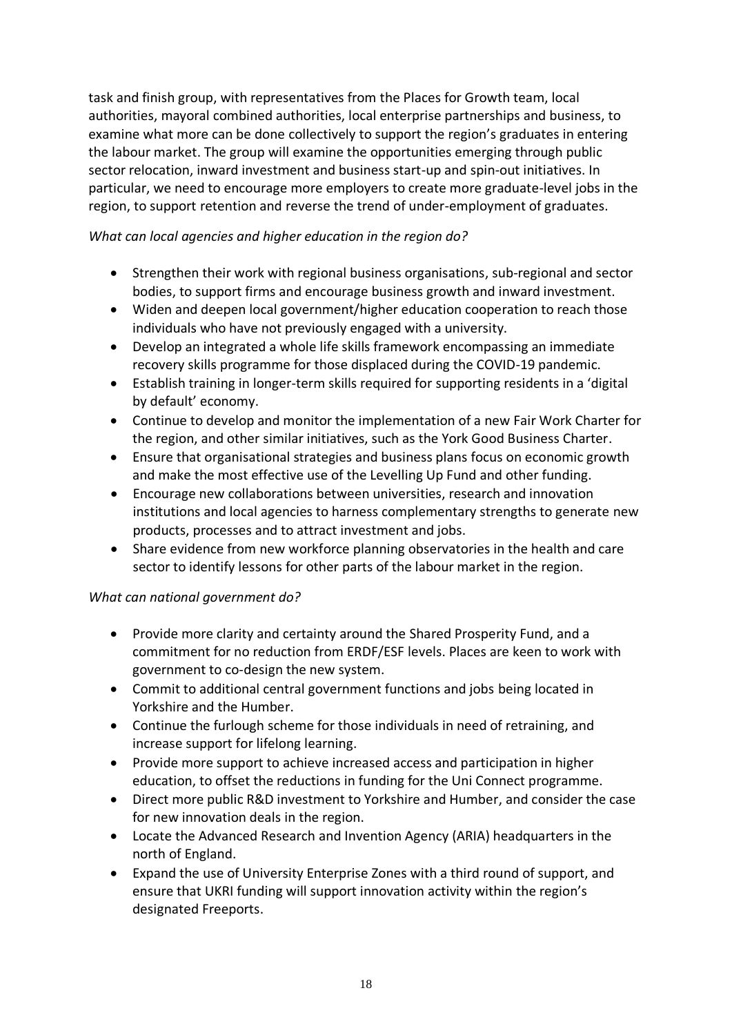task and finish group, with representatives from the Places for Growth team, local authorities, mayoral combined authorities, local enterprise partnerships and business, to examine what more can be done collectively to support the region's graduates in entering the labour market. The group will examine the opportunities emerging through public sector relocation, inward investment and business start-up and spin-out initiatives. In particular, we need to encourage more employers to create more graduate-level jobs in the region, to support retention and reverse the trend of under-employment of graduates.

*What can local agencies and higher education in the region do?*

- Strengthen their work with regional business organisations, sub-regional and sector bodies, to support firms and encourage business growth and inward investment.
- Widen and deepen local government/higher education cooperation to reach those individuals who have not previously engaged with a university.
- Develop an integrated a whole life skills framework encompassing an immediate recovery skills programme for those displaced during the COVID-19 pandemic.
- Establish training in longer-term skills required for supporting residents in a 'digital by default' economy.
- Continue to develop and monitor the implementation of a new Fair Work Charter for the region, and other similar initiatives, such as the York Good Business Charter.
- Ensure that organisational strategies and business plans focus on economic growth and make the most effective use of the Levelling Up Fund and other funding.
- Encourage new collaborations between universities, research and innovation institutions and local agencies to harness complementary strengths to generate new products, processes and to attract investment and jobs.
- Share evidence from new workforce planning observatories in the health and care sector to identify lessons for other parts of the labour market in the region.

*What can national government do?*

- Provide more clarity and certainty around the Shared Prosperity Fund, and a commitment for no reduction from ERDF/ESF levels. Places are keen to work with government to co-design the new system.
- Commit to additional central government functions and jobs being located in Yorkshire and the Humber.
- Continue the furlough scheme for those individuals in need of retraining, and increase support for lifelong learning.
- Provide more support to achieve increased access and participation in higher education, to offset the reductions in funding for the Uni Connect programme.
- Direct more public R&D investment to Yorkshire and Humber, and consider the case for new innovation deals in the region.
- Locate the Advanced Research and Invention Agency (ARIA) headquarters in the north of England.
- Expand the use of University Enterprise Zones with a third round of support, and ensure that UKRI funding will support innovation activity within the region's designated Freeports.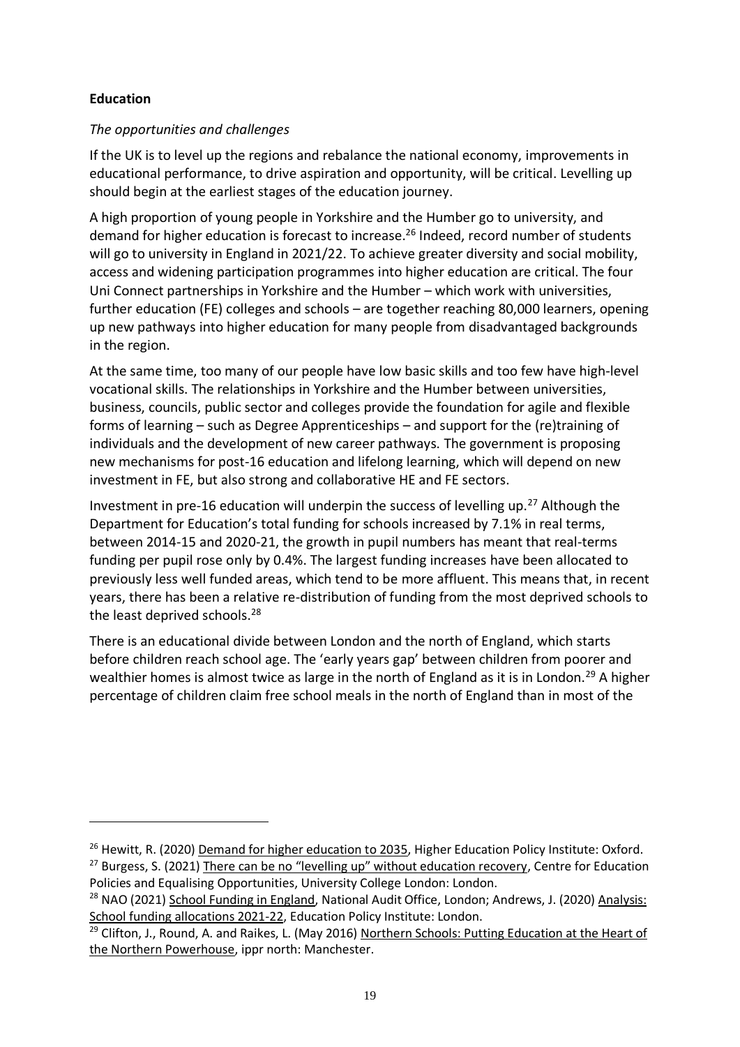**Education**

*The opportunities and challenges*

If the UK is to level up the regions and rebalance the national economy, improvements in educational performance, to drive aspiration and opportunity, will be critical. Levelling up should begin at the earliest stages of the education journey.

A high proportion of young people in Yorkshire and the Humber go to university, and demand for higher education is forecast to increase.[26] Indeed, record number of students will go to university in England in 2021/22. To achieve greater diversity and social mobility, access and widening participation programmes into higher education are critical. The four Uni Connect partnerships in Yorkshire and the Humber – which work with universities, further education (FE) colleges and schools – are together reaching 80,000 learners, opening up new pathways into higher education for many people from disadvantaged backgrounds in the region.

At the same time, too many of our people have low basic skills and too few have high-level vocational skills. The relationships in Yorkshire and the Humber between universities, business, councils, public sector and colleges provide the foundation for agile and flexible forms of learning – such as Degree Apprenticeships – and support for the (re)training of individuals and the development of new career pathways. The government is proposing new mechanisms for post-16 education and lifelong learning, which will depend on new investment in FE, but also strong and collaborative HE and FE sectors.

Investment in pre-16 education will underpin the success of levelling up.[27] Although the Department for Education's total funding for schools increased by 7.1% in real terms, between 2014-15 and 2020-21, the growth in pupil numbers has meant that real-terms funding per pupil rose only by 0.4%. The largest funding increases have been allocated to previously less well funded areas, which tend to be more affluent. This means that, in recent years, there has been a relative re-distribution of funding from the most deprived schools to the least deprived schools.[28]

There is an educational divide between London and the north of England, which starts before children reach school age. The 'early years gap' between children from poorer and wealthier homes is almost twice as large in the north of England as it is in London.[29] A higher percentage of children claim free school meals in the north of England than in most of the

---

[26] Hewitt, R. (2020) Demand for higher education to 2035, Higher Education Policy Institute: Oxford.

[27] Burgess, S. (2021) There can be no "levelling up" without education recovery, Centre for Education Policies and Equalising Opportunities, University College London: London.

[28] NAO (2021) School Funding in England, National Audit Office, London; Andrews, J. (2020) Analysis: School funding allocations 2021-22, Education Policy Institute: London.

[29] Clifton, J., Round, A. and Raikes, L. (May 2016) Northern Schools: Putting Education at the Heart of the Northern Powerhouse, ippr north: Manchester.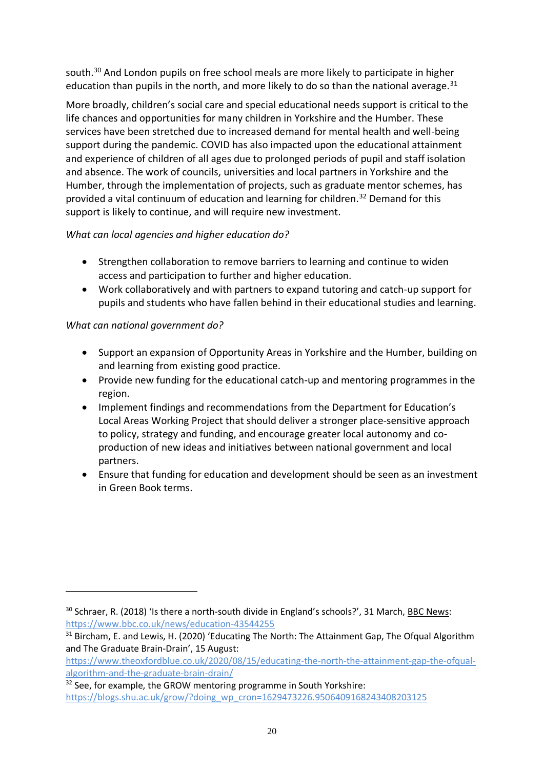south.[30] And London pupils on free school meals are more likely to participate in higher education than pupils in the north, and more likely to do so than the national average.[31]

More broadly, children's social care and special educational needs support is critical to the life chances and opportunities for many children in Yorkshire and the Humber. These services have been stretched due to increased demand for mental health and well-being support during the pandemic. COVID has also impacted upon the educational attainment and experience of children of all ages due to prolonged periods of pupil and staff isolation and absence. The work of councils, universities and local partners in Yorkshire and the Humber, through the implementation of projects, such as graduate mentor schemes, has provided a vital continuum of education and learning for children.[32] Demand for this support is likely to continue, and will require new investment.

*What can local agencies and higher education do?*

- Strengthen collaboration to remove barriers to learning and continue to widen access and participation to further and higher education.
- Work collaboratively and with partners to expand tutoring and catch-up support for pupils and students who have fallen behind in their educational studies and learning.

*What can national government do?*

- Support an expansion of Opportunity Areas in Yorkshire and the Humber, building on and learning from existing good practice.
- Provide new funding for the educational catch-up and mentoring programmes in the region.
- Implement findings and recommendations from the Department for Education's Local Areas Working Project that should deliver a stronger place-sensitive approach to policy, strategy and funding, and encourage greater local autonomy and co-production of new ideas and initiatives between national government and local partners.
- Ensure that funding for education and development should be seen as an investment in Green Book terms.

---

[30] Schraer, R. (2018) 'Is there a north-south divide in England's schools?', 31 March, BBC News: https://www.bbc.co.uk/news/education-43544255

[31] Bircham, E. and Lewis, H. (2020) 'Educating The North: The Attainment Gap, The Ofqual Algorithm and The Graduate Brain-Drain', 15 August: https://www.theoxfordblue.co.uk/2020/08/15/educating-the-north-the-attainment-gap-the-ofqual-algorithm-and-the-graduate-brain-drain/

[32] See, for example, the GROW mentoring programme in South Yorkshire: https://blogs.shu.ac.uk/grow/?doing_wp_cron=1629473226.9506409168243408203125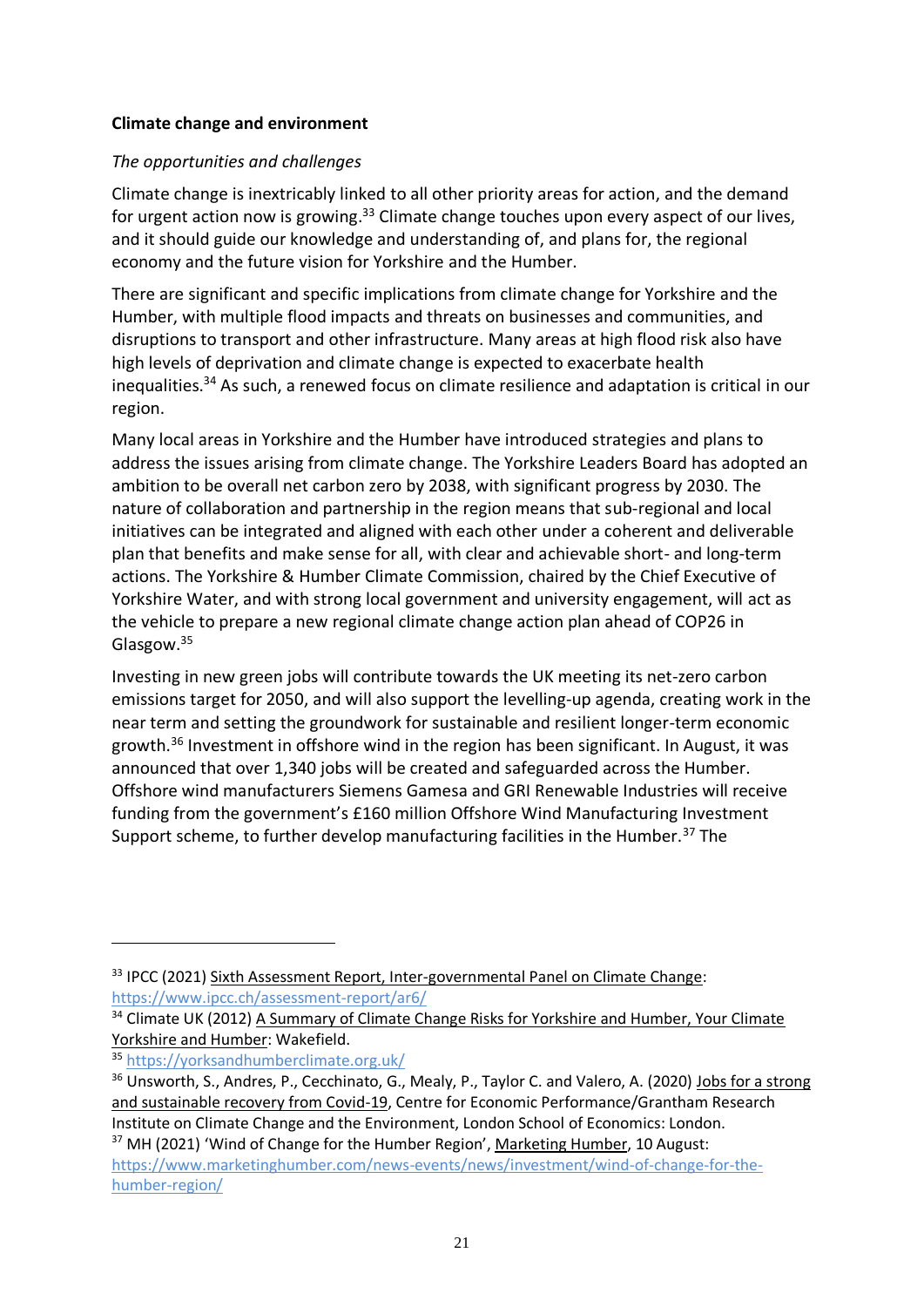**Climate change and environment**

*The opportunities and challenges*

Climate change is inextricably linked to all other priority areas for action, and the demand for urgent action now is growing.[33] Climate change touches upon every aspect of our lives, and it should guide our knowledge and understanding of, and plans for, the regional economy and the future vision for Yorkshire and the Humber.

There are significant and specific implications from climate change for Yorkshire and the Humber, with multiple flood impacts and threats on businesses and communities, and disruptions to transport and other infrastructure. Many areas at high flood risk also have high levels of deprivation and climate change is expected to exacerbate health inequalities.[34] As such, a renewed focus on climate resilience and adaptation is critical in our region.

Many local areas in Yorkshire and the Humber have introduced strategies and plans to address the issues arising from climate change. The Yorkshire Leaders Board has adopted an ambition to be overall net carbon zero by 2038, with significant progress by 2030. The nature of collaboration and partnership in the region means that sub-regional and local initiatives can be integrated and aligned with each other under a coherent and deliverable plan that benefits and make sense for all, with clear and achievable short- and long-term actions. The Yorkshire & Humber Climate Commission, chaired by the Chief Executive of Yorkshire Water, and with strong local government and university engagement, will act as the vehicle to prepare a new regional climate change action plan ahead of COP26 in Glasgow.[35]

Investing in new green jobs will contribute towards the UK meeting its net-zero carbon emissions target for 2050, and will also support the levelling-up agenda, creating work in the near term and setting the groundwork for sustainable and resilient longer-term economic growth.[36] Investment in offshore wind in the region has been significant. In August, it was announced that over 1,340 jobs will be created and safeguarded across the Humber. Offshore wind manufacturers Siemens Gamesa and GRI Renewable Industries will receive funding from the government's £160 million Offshore Wind Manufacturing Investment Support scheme, to further develop manufacturing facilities in the Humber.[37] The

---

[33] IPCC (2021) Sixth Assessment Report, Inter-governmental Panel on Climate Change: https://www.ipcc.ch/assessment-report/ar6/

[34] Climate UK (2012) A Summary of Climate Change Risks for Yorkshire and Humber, Your Climate Yorkshire and Humber: Wakefield.

[35] https://yorksandhumberclimate.org.uk/

[36] Unsworth, S., Andres, P., Cecchinato, G., Mealy, P., Taylor C. and Valero, A. (2020) Jobs for a strong and sustainable recovery from Covid-19, Centre for Economic Performance/Grantham Research Institute on Climate Change and the Environment, London School of Economics: London.

[37] MH (2021) 'Wind of Change for the Humber Region', Marketing Humber, 10 August: https://www.marketinghumber.com/news-events/news/investment/wind-of-change-for-the-humber-region/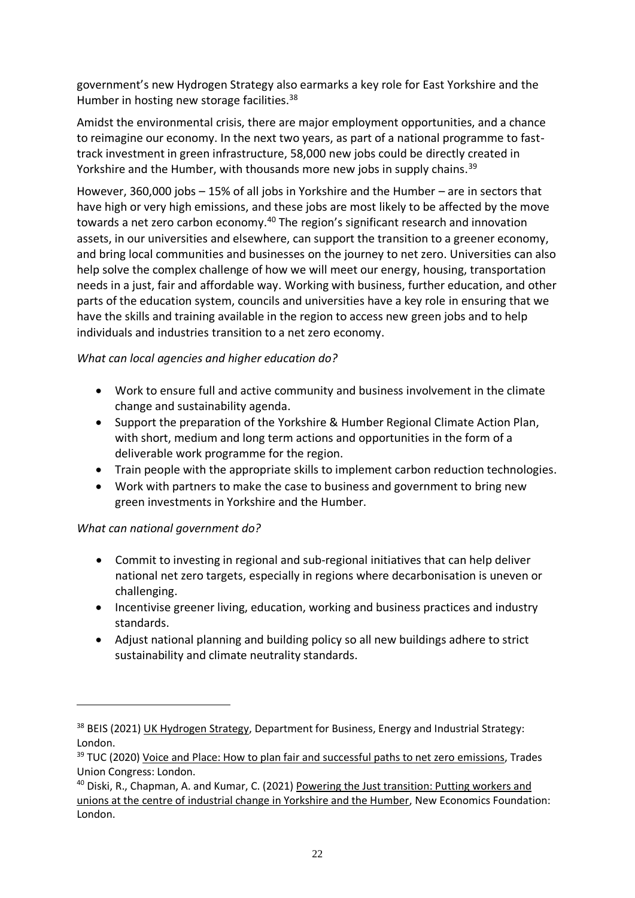government's new Hydrogen Strategy also earmarks a key role for East Yorkshire and the Humber in hosting new storage facilities.[38]

Amidst the environmental crisis, there are major employment opportunities, and a chance to reimagine our economy. In the next two years, as part of a national programme to fast-track investment in green infrastructure, 58,000 new jobs could be directly created in Yorkshire and the Humber, with thousands more new jobs in supply chains.[39]

However, 360,000 jobs – 15% of all jobs in Yorkshire and the Humber – are in sectors that have high or very high emissions, and these jobs are most likely to be affected by the move towards a net zero carbon economy.[40] The region's significant research and innovation assets, in our universities and elsewhere, can support the transition to a greener economy, and bring local communities and businesses on the journey to net zero. Universities can also help solve the complex challenge of how we will meet our energy, housing, transportation needs in a just, fair and affordable way. Working with business, further education, and other parts of the education system, councils and universities have a key role in ensuring that we have the skills and training available in the region to access new green jobs and to help individuals and industries transition to a net zero economy.

*What can local agencies and higher education do?*

- Work to ensure full and active community and business involvement in the climate change and sustainability agenda.
- Support the preparation of the Yorkshire & Humber Regional Climate Action Plan, with short, medium and long term actions and opportunities in the form of a deliverable work programme for the region.
- Train people with the appropriate skills to implement carbon reduction technologies.
- Work with partners to make the case to business and government to bring new green investments in Yorkshire and the Humber.

*What can national government do?*

- Commit to investing in regional and sub-regional initiatives that can help deliver national net zero targets, especially in regions where decarbonisation is uneven or challenging.
- Incentivise greener living, education, working and business practices and industry standards.
- Adjust national planning and building policy so all new buildings adhere to strict sustainability and climate neutrality standards.

---

[38] BEIS (2021) UK Hydrogen Strategy, Department for Business, Energy and Industrial Strategy: London.

[39] TUC (2020) Voice and Place: How to plan fair and successful paths to net zero emissions, Trades Union Congress: London.

[40] Diski, R., Chapman, A. and Kumar, C. (2021) Powering the Just transition: Putting workers and unions at the centre of industrial change in Yorkshire and the Humber, New Economics Foundation: London.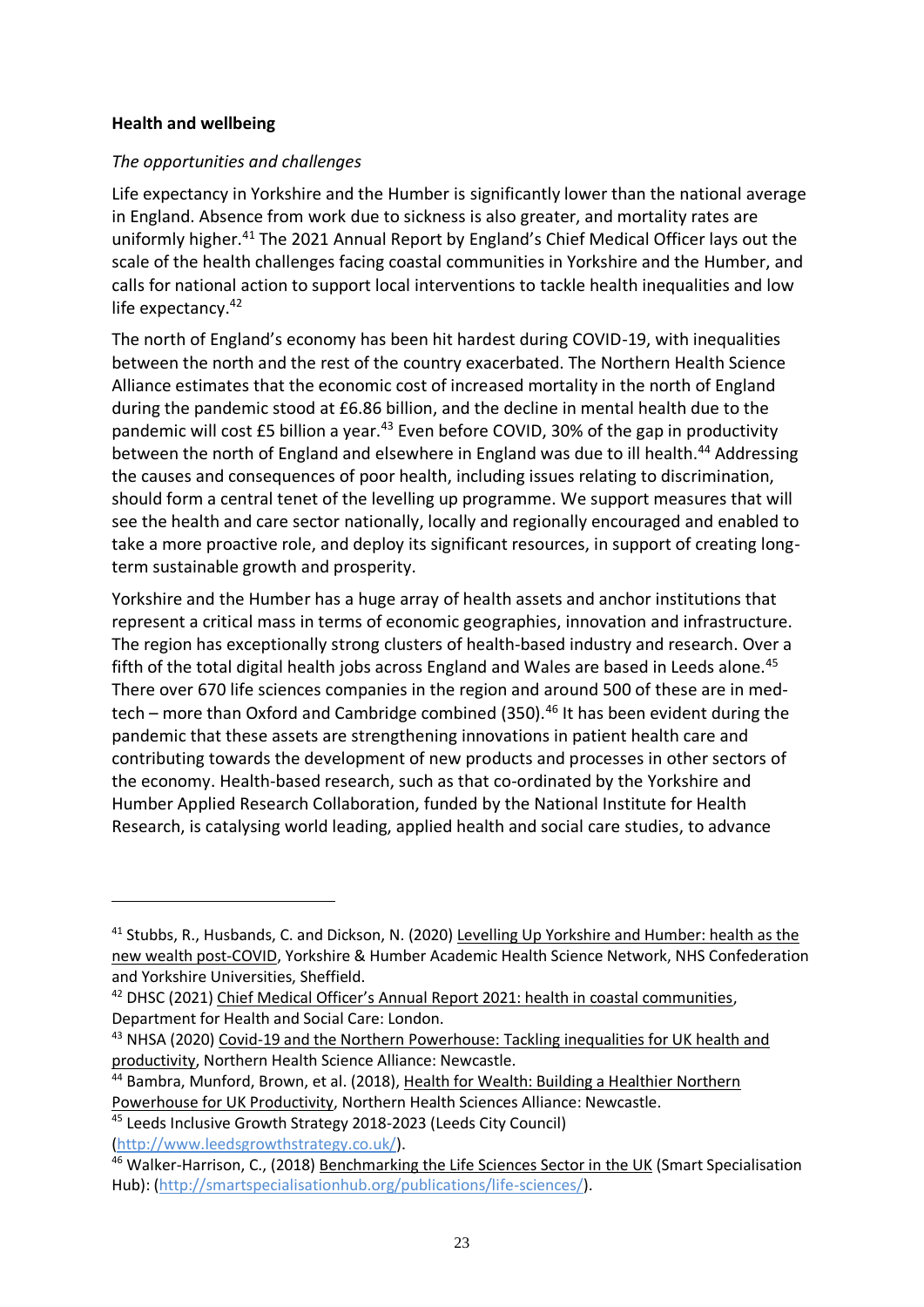**Health and wellbeing**

*The opportunities and challenges*

Life expectancy in Yorkshire and the Humber is significantly lower than the national average in England. Absence from work due to sickness is also greater, and mortality rates are uniformly higher.[41] The 2021 Annual Report by England's Chief Medical Officer lays out the scale of the health challenges facing coastal communities in Yorkshire and the Humber, and calls for national action to support local interventions to tackle health inequalities and low life expectancy.[42]

The north of England's economy has been hit hardest during COVID-19, with inequalities between the north and the rest of the country exacerbated. The Northern Health Science Alliance estimates that the economic cost of increased mortality in the north of England during the pandemic stood at £6.86 billion, and the decline in mental health due to the pandemic will cost £5 billion a year.[43] Even before COVID, 30% of the gap in productivity between the north of England and elsewhere in England was due to ill health.[44] Addressing the causes and consequences of poor health, including issues relating to discrimination, should form a central tenet of the levelling up programme. We support measures that will see the health and care sector nationally, locally and regionally encouraged and enabled to take a more proactive role, and deploy its significant resources, in support of creating long-term sustainable growth and prosperity.

Yorkshire and the Humber has a huge array of health assets and anchor institutions that represent a critical mass in terms of economic geographies, innovation and infrastructure. The region has exceptionally strong clusters of health-based industry and research. Over a fifth of the total digital health jobs across England and Wales are based in Leeds alone.[45] There over 670 life sciences companies in the region and around 500 of these are in med-tech – more than Oxford and Cambridge combined (350).[46] It has been evident during the pandemic that these assets are strengthening innovations in patient health care and contributing towards the development of new products and processes in other sectors of the economy. Health-based research, such as that co-ordinated by the Yorkshire and Humber Applied Research Collaboration, funded by the National Institute for Health Research, is catalysing world leading, applied health and social care studies, to advance

---

[41] Stubbs, R., Husbands, C. and Dickson, N. (2020) Levelling Up Yorkshire and Humber: health as the new wealth post-COVID, Yorkshire & Humber Academic Health Science Network, NHS Confederation and Yorkshire Universities, Sheffield.

[42] DHSC (2021) Chief Medical Officer's Annual Report 2021: health in coastal communities, Department for Health and Social Care: London.

[43] NHSA (2020) Covid-19 and the Northern Powerhouse: Tackling inequalities for UK health and productivity, Northern Health Science Alliance: Newcastle.

[44] Bambra, Munford, Brown, et al. (2018), Health for Wealth: Building a Healthier Northern Powerhouse for UK Productivity, Northern Health Sciences Alliance: Newcastle.

[45] Leeds Inclusive Growth Strategy 2018-2023 (Leeds City Council) (http://www.leedsgrowthstrategy.co.uk/).

[46] Walker-Harrison, C., (2018) Benchmarking the Life Sciences Sector in the UK (Smart Specialisation Hub): (http://smartspecialisationhub.org/publications/life-sciences/).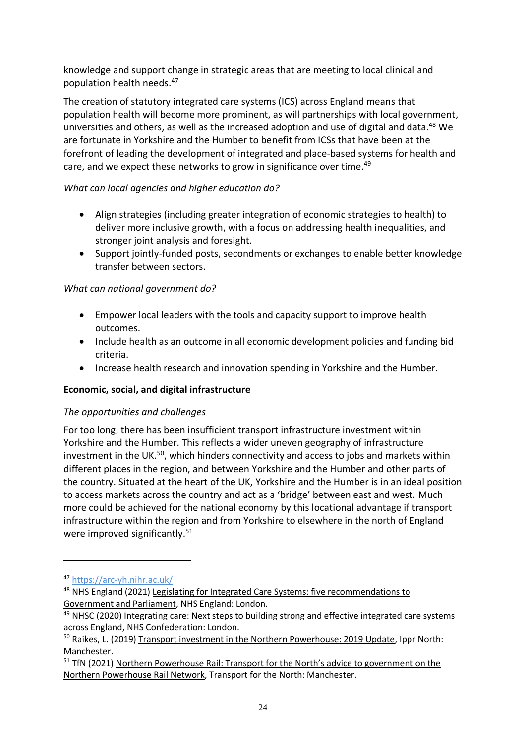knowledge and support change in strategic areas that are meeting to local clinical and population health needs.[47]

The creation of statutory integrated care systems (ICS) across England means that population health will become more prominent, as will partnerships with local government, universities and others, as well as the increased adoption and use of digital and data.[48] We are fortunate in Yorkshire and the Humber to benefit from ICSs that have been at the forefront of leading the development of integrated and place-based systems for health and care, and we expect these networks to grow in significance over time.[49]

*What can local agencies and higher education do?*

- Align strategies (including greater integration of economic strategies to health) to deliver more inclusive growth, with a focus on addressing health inequalities, and stronger joint analysis and foresight.
- Support jointly-funded posts, secondments or exchanges to enable better knowledge transfer between sectors.

*What can national government do?*

- Empower local leaders with the tools and capacity support to improve health outcomes.
- Include health as an outcome in all economic development policies and funding bid criteria.
- Increase health research and innovation spending in Yorkshire and the Humber.

**Economic, social, and digital infrastructure**

*The opportunities and challenges*

For too long, there has been insufficient transport infrastructure investment within Yorkshire and the Humber. This reflects a wider uneven geography of infrastructure investment in the UK.[50], which hinders connectivity and access to jobs and markets within different places in the region, and between Yorkshire and the Humber and other parts of the country. Situated at the heart of the UK, Yorkshire and the Humber is in an ideal position to access markets across the country and act as a 'bridge' between east and west. Much more could be achieved for the national economy by this locational advantage if transport infrastructure within the region and from Yorkshire to elsewhere in the north of England were improved significantly.[51]

---

[47] https://arc-yh.nihr.ac.uk/

[48] NHS England (2021) Legislating for Integrated Care Systems: five recommendations to Government and Parliament, NHS England: London.

[49] NHSC (2020) Integrating care: Next steps to building strong and effective integrated care systems across England, NHS Confederation: London.

[50] Raikes, L. (2019) Transport investment in the Northern Powerhouse: 2019 Update, Ippr North: Manchester.

[51] TfN (2021) Northern Powerhouse Rail: Transport for the North's advice to government on the Northern Powerhouse Rail Network, Transport for the North: Manchester.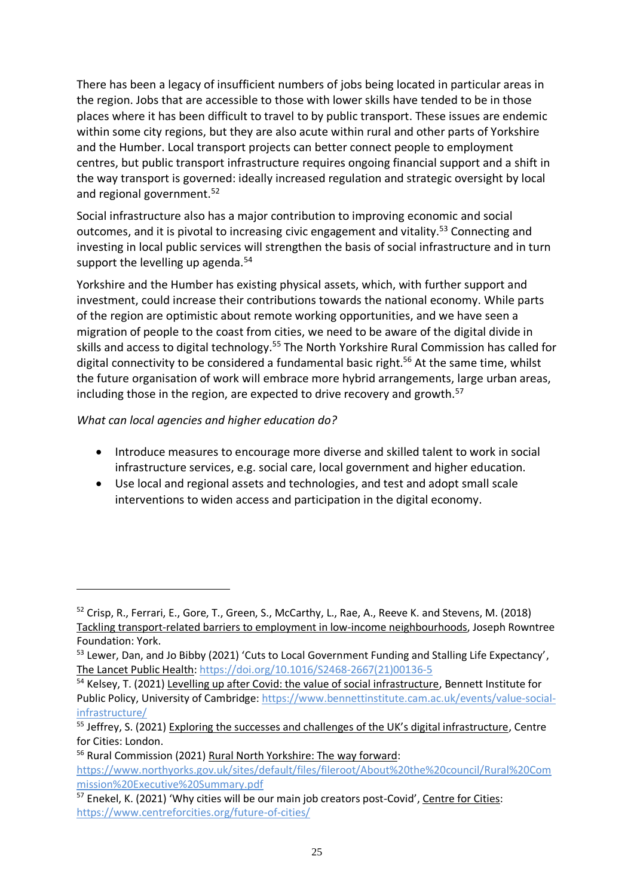There has been a legacy of insufficient numbers of jobs being located in particular areas in the region. Jobs that are accessible to those with lower skills have tended to be in those places where it has been difficult to travel to by public transport. These issues are endemic within some city regions, but they are also acute within rural and other parts of Yorkshire and the Humber. Local transport projects can better connect people to employment centres, but public transport infrastructure requires ongoing financial support and a shift in the way transport is governed: ideally increased regulation and strategic oversight by local and regional government.[52]

Social infrastructure also has a major contribution to improving economic and social outcomes, and it is pivotal to increasing civic engagement and vitality.[53] Connecting and investing in local public services will strengthen the basis of social infrastructure and in turn support the levelling up agenda.[54]

Yorkshire and the Humber has existing physical assets, which, with further support and investment, could increase their contributions towards the national economy. While parts of the region are optimistic about remote working opportunities, and we have seen a migration of people to the coast from cities, we need to be aware of the digital divide in skills and access to digital technology.[55] The North Yorkshire Rural Commission has called for digital connectivity to be considered a fundamental basic right.[56] At the same time, whilst the future organisation of work will embrace more hybrid arrangements, large urban areas, including those in the region, are expected to drive recovery and growth.[57]

*What can local agencies and higher education do?*

- Introduce measures to encourage more diverse and skilled talent to work in social infrastructure services, e.g. social care, local government and higher education.
- Use local and regional assets and technologies, and test and adopt small scale interventions to widen access and participation in the digital economy.

---

[52] Crisp, R., Ferrari, E., Gore, T., Green, S., McCarthy, L., Rae, A., Reeve K. and Stevens, M. (2018) Tackling transport-related barriers to employment in low-income neighbourhoods, Joseph Rowntree Foundation: York.

[53] Lewer, Dan, and Jo Bibby (2021) 'Cuts to Local Government Funding and Stalling Life Expectancy', The Lancet Public Health: https://doi.org/10.1016/S2468-2667(21)00136-5

[54] Kelsey, T. (2021) Levelling up after Covid: the value of social infrastructure, Bennett Institute for Public Policy, University of Cambridge: https://www.bennettinstitute.cam.ac.uk/events/value-social-infrastructure/

[55] Jeffrey, S. (2021) Exploring the successes and challenges of the UK's digital infrastructure, Centre for Cities: London.

[56] Rural Commission (2021) Rural North Yorkshire: The way forward: https://www.northyorks.gov.uk/sites/default/files/fileroot/About%20the%20council/Rural%20Commission%20Executive%20Summary.pdf

[57] Enekel, K. (2021) 'Why cities will be our main job creators post-Covid', Centre for Cities: https://www.centreforcities.org/future-of-cities/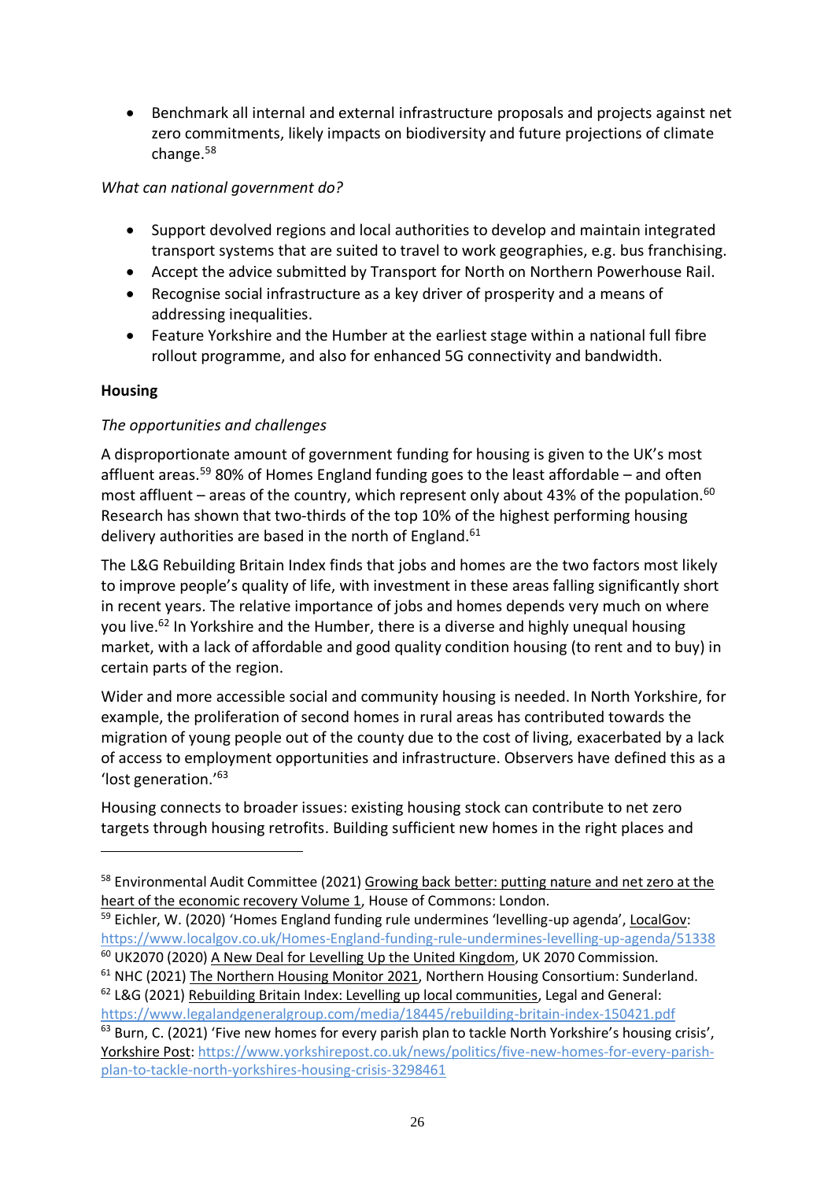- Benchmark all internal and external infrastructure proposals and projects against net zero commitments, likely impacts on biodiversity and future projections of climate change.[58]

*What can national government do?*

- Support devolved regions and local authorities to develop and maintain integrated transport systems that are suited to travel to work geographies, e.g. bus franchising.
- Accept the advice submitted by Transport for North on Northern Powerhouse Rail.
- Recognise social infrastructure as a key driver of prosperity and a means of addressing inequalities.
- Feature Yorkshire and the Humber at the earliest stage within a national full fibre rollout programme, and also for enhanced 5G connectivity and bandwidth.

**Housing**

*The opportunities and challenges*

A disproportionate amount of government funding for housing is given to the UK's most affluent areas.[59] 80% of Homes England funding goes to the least affordable – and often most affluent – areas of the country, which represent only about 43% of the population.[60] Research has shown that two-thirds of the top 10% of the highest performing housing delivery authorities are based in the north of England.[61]

The L&G Rebuilding Britain Index finds that jobs and homes are the two factors most likely to improve people's quality of life, with investment in these areas falling significantly short in recent years. The relative importance of jobs and homes depends very much on where you live.[62] In Yorkshire and the Humber, there is a diverse and highly unequal housing market, with a lack of affordable and good quality condition housing (to rent and to buy) in certain parts of the region.

Wider and more accessible social and community housing is needed. In North Yorkshire, for example, the proliferation of second homes in rural areas has contributed towards the migration of young people out of the county due to the cost of living, exacerbated by a lack of access to employment opportunities and infrastructure. Observers have defined this as a 'lost generation.'[63]

Housing connects to broader issues: existing housing stock can contribute to net zero targets through housing retrofits. Building sufficient new homes in the right places and

---

[58] Environmental Audit Committee (2021) Growing back better: putting nature and net zero at the heart of the economic recovery Volume 1, House of Commons: London.

[59] Eichler, W. (2020) 'Homes England funding rule undermines 'levelling-up agenda', LocalGov: https://www.localgov.co.uk/Homes-England-funding-rule-undermines-levelling-up-agenda/51338

[60] UK2070 (2020) A New Deal for Levelling Up the United Kingdom, UK 2070 Commission.

[61] NHC (2021) The Northern Housing Monitor 2021, Northern Housing Consortium: Sunderland.

[62] L&G (2021) Rebuilding Britain Index: Levelling up local communities, Legal and General: https://www.legalandgeneralgroup.com/media/18445/rebuilding-britain-index-150421.pdf

[63] Burn, C. (2021) 'Five new homes for every parish plan to tackle North Yorkshire's housing crisis', Yorkshire Post: https://www.yorkshirepost.co.uk/news/politics/five-new-homes-for-every-parish-plan-to-tackle-north-yorkshires-housing-crisis-3298461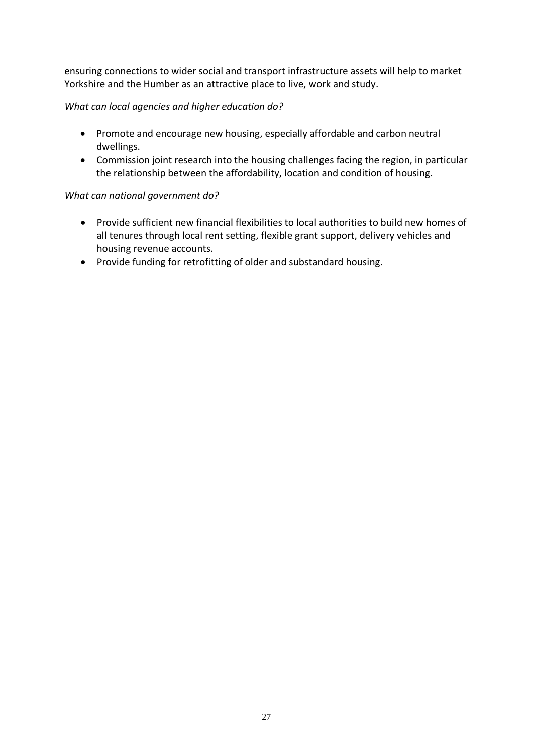ensuring connections to wider social and transport infrastructure assets will help to market Yorkshire and the Humber as an attractive place to live, work and study.

*What can local agencies and higher education do?*

- Promote and encourage new housing, especially affordable and carbon neutral dwellings.
- Commission joint research into the housing challenges facing the region, in particular the relationship between the affordability, location and condition of housing.

*What can national government do?*

- Provide sufficient new financial flexibilities to local authorities to build new homes of all tenures through local rent setting, flexible grant support, delivery vehicles and housing revenue accounts.
- Provide funding for retrofitting of older and substandard housing.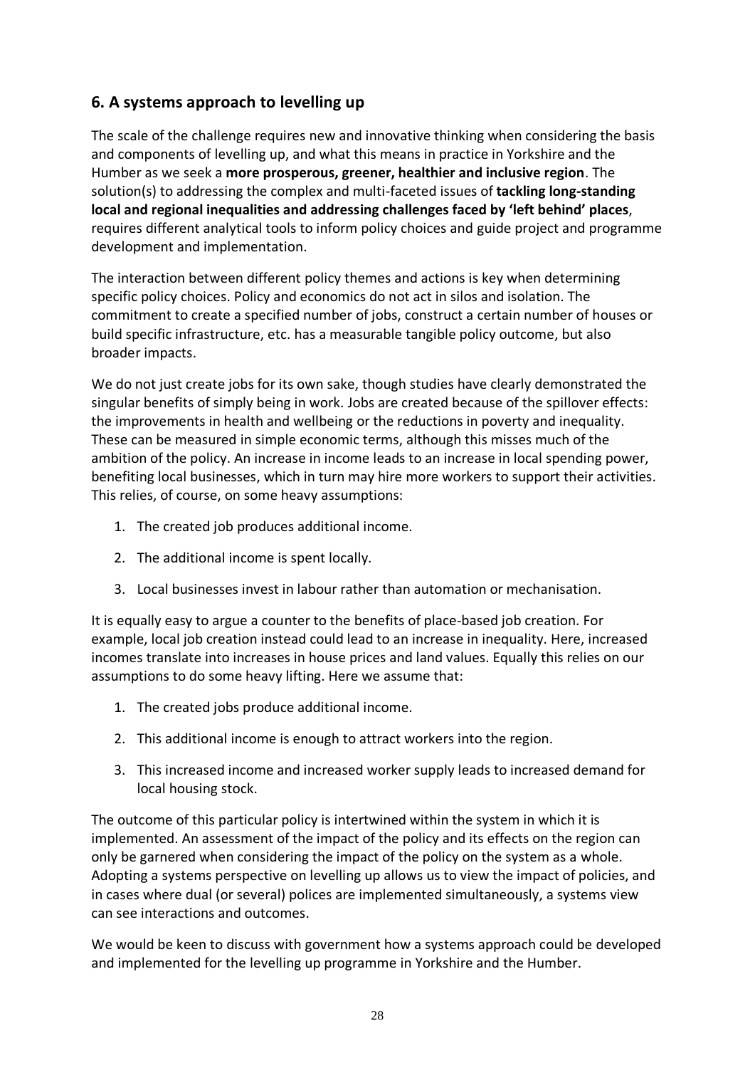## 6. A systems approach to levelling up

The scale of the challenge requires new and innovative thinking when considering the basis and components of levelling up, and what this means in practice in Yorkshire and the Humber as we seek a **more prosperous, greener, healthier and inclusive region**. The solution(s) to addressing the complex and multi-faceted issues of **tackling long-standing local and regional inequalities and addressing challenges faced by 'left behind' places**, requires different analytical tools to inform policy choices and guide project and programme development and implementation.

The interaction between different policy themes and actions is key when determining specific policy choices. Policy and economics do not act in silos and isolation. The commitment to create a specified number of jobs, construct a certain number of houses or build specific infrastructure, etc. has a measurable tangible policy outcome, but also broader impacts.

We do not just create jobs for its own sake, though studies have clearly demonstrated the singular benefits of simply being in work. Jobs are created because of the spillover effects: the improvements in health and wellbeing or the reductions in poverty and inequality. These can be measured in simple economic terms, although this misses much of the ambition of the policy. An increase in income leads to an increase in local spending power, benefiting local businesses, which in turn may hire more workers to support their activities. This relies, of course, on some heavy assumptions:

1. The created job produces additional income.
2. The additional income is spent locally.
3. Local businesses invest in labour rather than automation or mechanisation.

It is equally easy to argue a counter to the benefits of place-based job creation. For example, local job creation instead could lead to an increase in inequality. Here, increased incomes translate into increases in house prices and land values. Equally this relies on our assumptions to do some heavy lifting. Here we assume that:

1. The created jobs produce additional income.
2. This additional income is enough to attract workers into the region.
3. This increased income and increased worker supply leads to increased demand for local housing stock.

The outcome of this particular policy is intertwined within the system in which it is implemented. An assessment of the impact of the policy and its effects on the region can only be garnered when considering the impact of the policy on the system as a whole. Adopting a systems perspective on levelling up allows us to view the impact of policies, and in cases where dual (or several) polices are implemented simultaneously, a systems view can see interactions and outcomes.

We would be keen to discuss with government how a systems approach could be developed and implemented for the levelling up programme in Yorkshire and the Humber.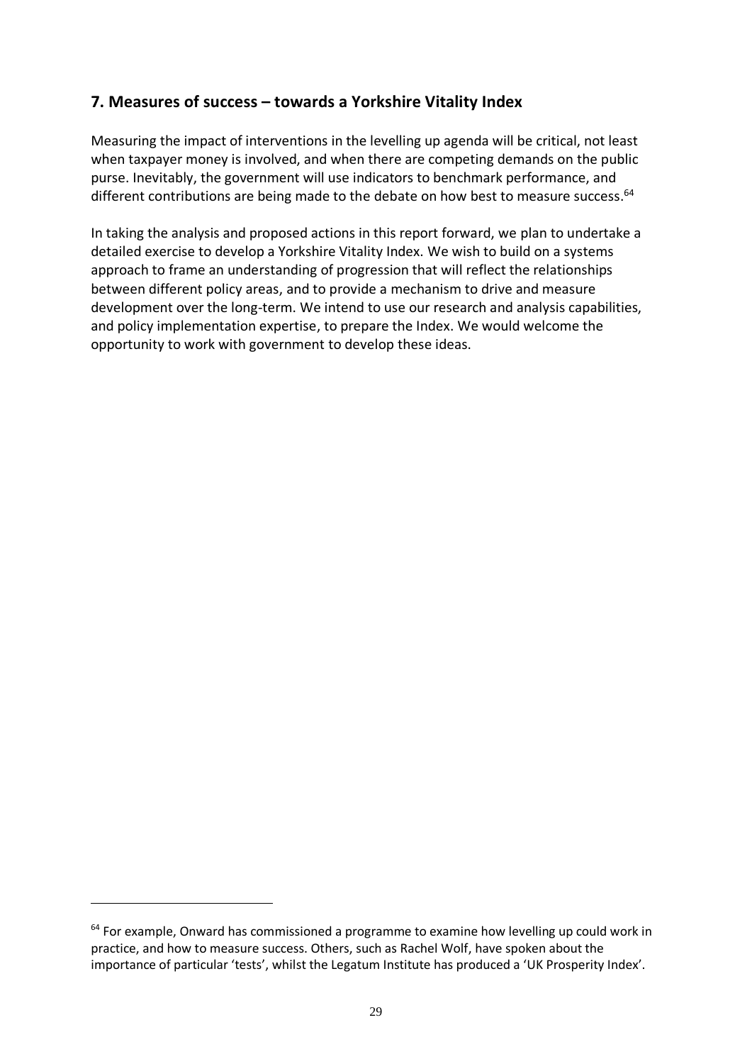## 7. Measures of success – towards a Yorkshire Vitality Index

Measuring the impact of interventions in the levelling up agenda will be critical, not least when taxpayer money is involved, and when there are competing demands on the public purse. Inevitably, the government will use indicators to benchmark performance, and different contributions are being made to the debate on how best to measure success.[64]

In taking the analysis and proposed actions in this report forward, we plan to undertake a detailed exercise to develop a Yorkshire Vitality Index. We wish to build on a systems approach to frame an understanding of progression that will reflect the relationships between different policy areas, and to provide a mechanism to drive and measure development over the long-term. We intend to use our research and analysis capabilities, and policy implementation expertise, to prepare the Index. We would welcome the opportunity to work with government to develop these ideas.

---

[64] For example, Onward has commissioned a programme to examine how levelling up could work in practice, and how to measure success. Others, such as Rachel Wolf, have spoken about the importance of particular 'tests', whilst the Legatum Institute has produced a 'UK Prosperity Index'.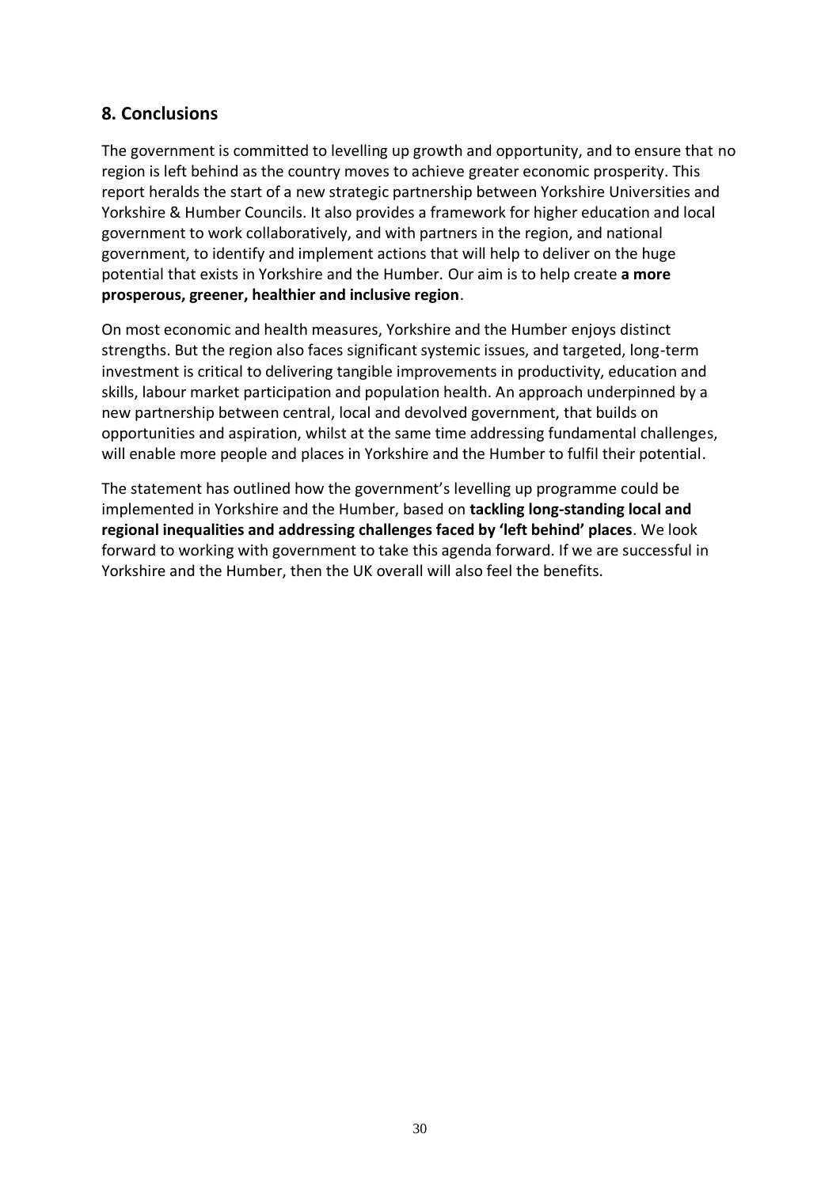## 8. Conclusions

The government is committed to levelling up growth and opportunity, and to ensure that no region is left behind as the country moves to achieve greater economic prosperity. This report heralds the start of a new strategic partnership between Yorkshire Universities and Yorkshire & Humber Councils. It also provides a framework for higher education and local government to work collaboratively, and with partners in the region, and national government, to identify and implement actions that will help to deliver on the huge potential that exists in Yorkshire and the Humber. Our aim is to help create **a more prosperous, greener, healthier and inclusive region**.

On most economic and health measures, Yorkshire and the Humber enjoys distinct strengths. But the region also faces significant systemic issues, and targeted, long-term investment is critical to delivering tangible improvements in productivity, education and skills, labour market participation and population health. An approach underpinned by a new partnership between central, local and devolved government, that builds on opportunities and aspiration, whilst at the same time addressing fundamental challenges, will enable more people and places in Yorkshire and the Humber to fulfil their potential.

The statement has outlined how the government's levelling up programme could be implemented in Yorkshire and the Humber, based on **tackling long-standing local and regional inequalities and addressing challenges faced by 'left behind' places**. We look forward to working with government to take this agenda forward. If we are successful in Yorkshire and the Humber, then the UK overall will also feel the benefits.